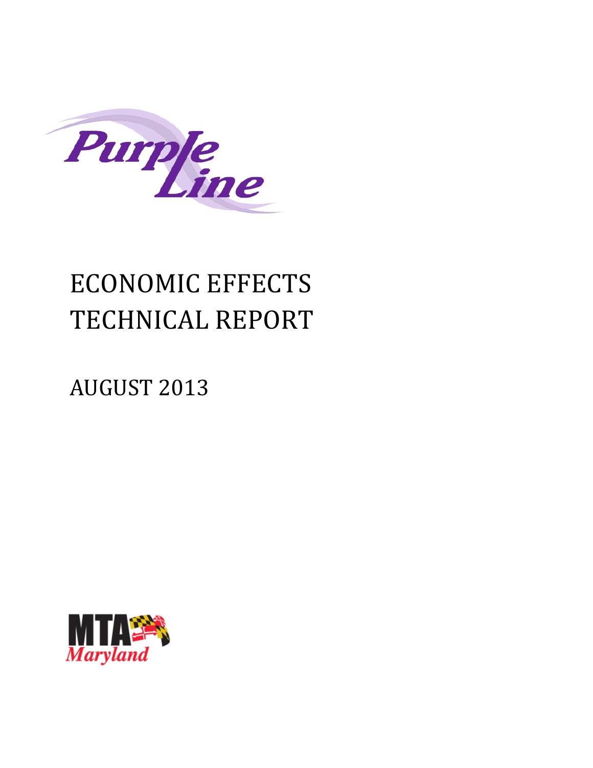Purple Line

# ECONOMIC EFFECTS TECHNICAL REPORT

AUGUST 2013

MTA Maryland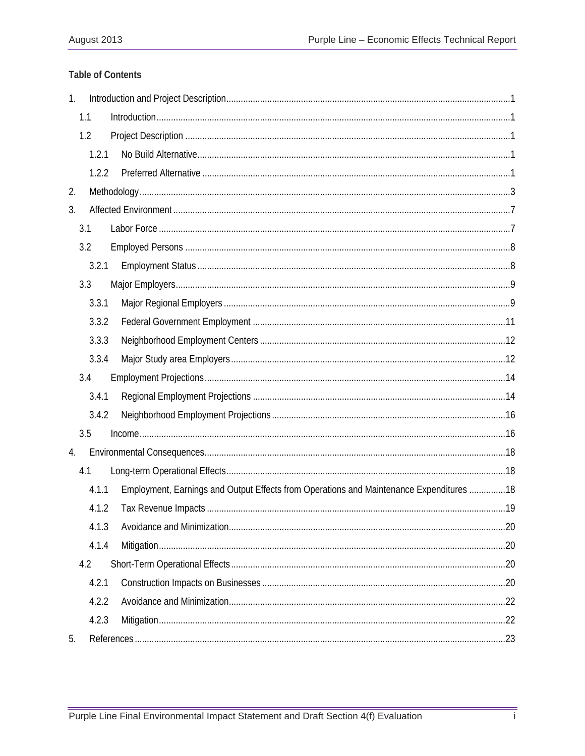**Table of Contents**

1. Introduction and Project Description ... 1
   - 1.1 Introduction ... 1
   - 1.2 Project Description ... 1
     - 1.2.1 No Build Alternative ... 1
     - 1.2.2 Preferred Alternative ... 1
2. Methodology ... 3
3. Affected Environment ... 7
   - 3.1 Labor Force ... 7
   - 3.2 Employed Persons ... 8
     - 3.2.1 Employment Status ... 8
   - 3.3 Major Employers ... 9
     - 3.3.1 Major Regional Employers ... 9
     - 3.3.2 Federal Government Employment ... 11
     - 3.3.3 Neighborhood Employment Centers ... 12
     - 3.3.4 Major Study area Employers ... 12
   - 3.4 Employment Projections ... 14
     - 3.4.1 Regional Employment Projections ... 14
     - 3.4.2 Neighborhood Employment Projections ... 16
   - 3.5 Income ... 16
4. Environmental Consequences ... 18
   - 4.1 Long-term Operational Effects ... 18
     - 4.1.1 Employment, Earnings and Output Effects from Operations and Maintenance Expenditures ... 18
     - 4.1.2 Tax Revenue Impacts ... 19
     - 4.1.3 Avoidance and Minimization ... 20
     - 4.1.4 Mitigation ... 20
   - 4.2 Short-Term Operational Effects ... 20
     - 4.2.1 Construction Impacts on Businesses ... 20
     - 4.2.2 Avoidance and Minimization ... 22
     - 4.2.3 Mitigation ... 22
5. References ... 23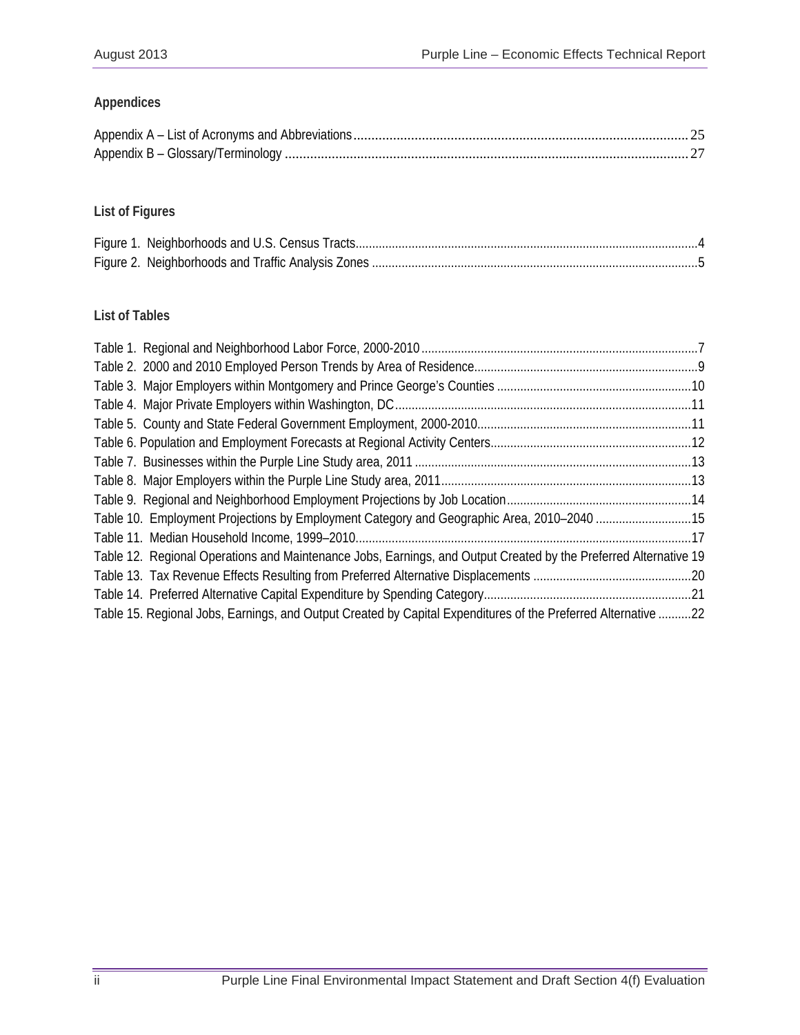## Appendices

Appendix A – List of Acronyms and Abbreviations ........................................................................................ 25
Appendix B – Glossary/Terminology ........................................................................................................ 27

## List of Figures

Figure 1. Neighborhoods and U.S. Census Tracts........................................................................................4
Figure 2. Neighborhoods and Traffic Analysis Zones ..................................................................................5

## List of Tables

Table 1. Regional and Neighborhood Labor Force, 2000-2010 ...................................................................7
Table 2. 2000 and 2010 Employed Person Trends by Area of Residence....................................................9
Table 3. Major Employers within Montgomery and Prince George's Counties ...........................................10
Table 4. Major Private Employers within Washington, DC.........................................................................11
Table 5. County and State Federal Government Employment, 2000-2010................................................11
Table 6. Population and Employment Forecasts at Regional Activity Centers............................................12
Table 7. Businesses within the Purple Line Study area, 2011 ...................................................................13
Table 8. Major Employers within the Purple Line Study area, 2011...........................................................13
Table 9. Regional and Neighborhood Employment Projections by Job Location........................................14
Table 10. Employment Projections by Employment Category and Geographic Area, 2010–2040 .............15
Table 11. Median Household Income, 1999–2010.....................................................................................17
Table 12. Regional Operations and Maintenance Jobs, Earnings, and Output Created by the Preferred Alternative 19
Table 13. Tax Revenue Effects Resulting from Preferred Alternative Displacements ................................20
Table 14. Preferred Alternative Capital Expenditure by Spending Category...............................................21
Table 15. Regional Jobs, Earnings, and Output Created by Capital Expenditures of the Preferred Alternative ..........22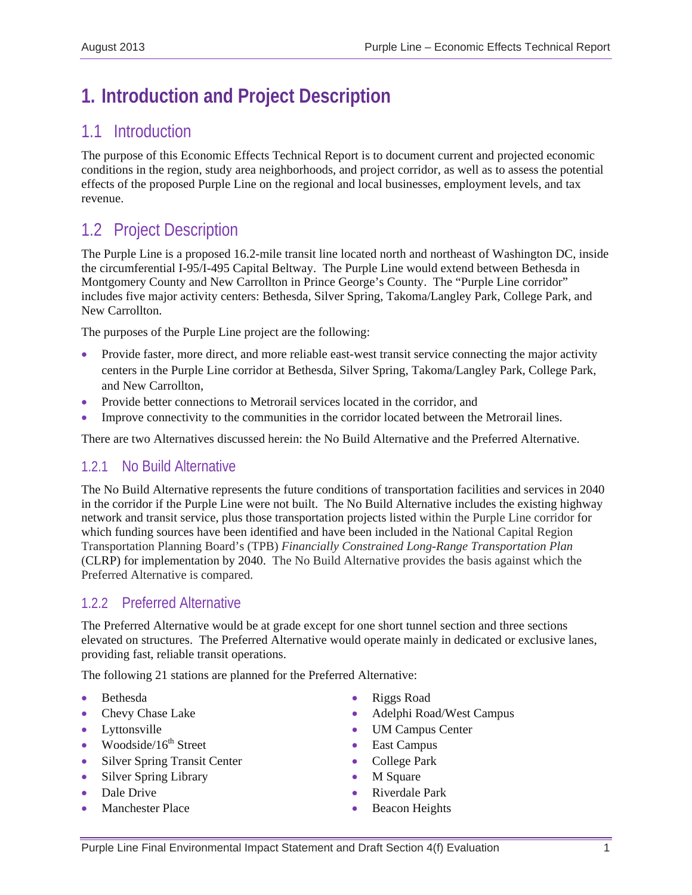# 1. Introduction and Project Description

## 1.1 Introduction

The purpose of this Economic Effects Technical Report is to document current and projected economic conditions in the region, study area neighborhoods, and project corridor, as well as to assess the potential effects of the proposed Purple Line on the regional and local businesses, employment levels, and tax revenue.

## 1.2 Project Description

The Purple Line is a proposed 16.2-mile transit line located north and northeast of Washington DC, inside the circumferential I-95/I-495 Capital Beltway. The Purple Line would extend between Bethesda in Montgomery County and New Carrollton in Prince George's County. The "Purple Line corridor" includes five major activity centers: Bethesda, Silver Spring, Takoma/Langley Park, College Park, and New Carrollton.

The purposes of the Purple Line project are the following:

- Provide faster, more direct, and more reliable east-west transit service connecting the major activity centers in the Purple Line corridor at Bethesda, Silver Spring, Takoma/Langley Park, College Park, and New Carrollton,
- Provide better connections to Metrorail services located in the corridor, and
- Improve connectivity to the communities in the corridor located between the Metrorail lines.

There are two Alternatives discussed herein: the No Build Alternative and the Preferred Alternative.

### 1.2.1 No Build Alternative

The No Build Alternative represents the future conditions of transportation facilities and services in 2040 in the corridor if the Purple Line were not built. The No Build Alternative includes the existing highway network and transit service, plus those transportation projects listed within the Purple Line corridor for which funding sources have been identified and have been included in the National Capital Region Transportation Planning Board's (TPB) *Financially Constrained Long-Range Transportation Plan* (CLRP) for implementation by 2040. The No Build Alternative provides the basis against which the Preferred Alternative is compared.

### 1.2.2 Preferred Alternative

The Preferred Alternative would be at grade except for one short tunnel section and three sections elevated on structures. The Preferred Alternative would operate mainly in dedicated or exclusive lanes, providing fast, reliable transit operations.

The following 21 stations are planned for the Preferred Alternative:

- Bethesda
- Chevy Chase Lake
- Lyttonsville
- Woodside/16th Street
- Silver Spring Transit Center
- Silver Spring Library
- Dale Drive
- Manchester Place
- Riggs Road
- Adelphi Road/West Campus
- UM Campus Center
- East Campus
- College Park
- M Square
- Riverdale Park
- Beacon Heights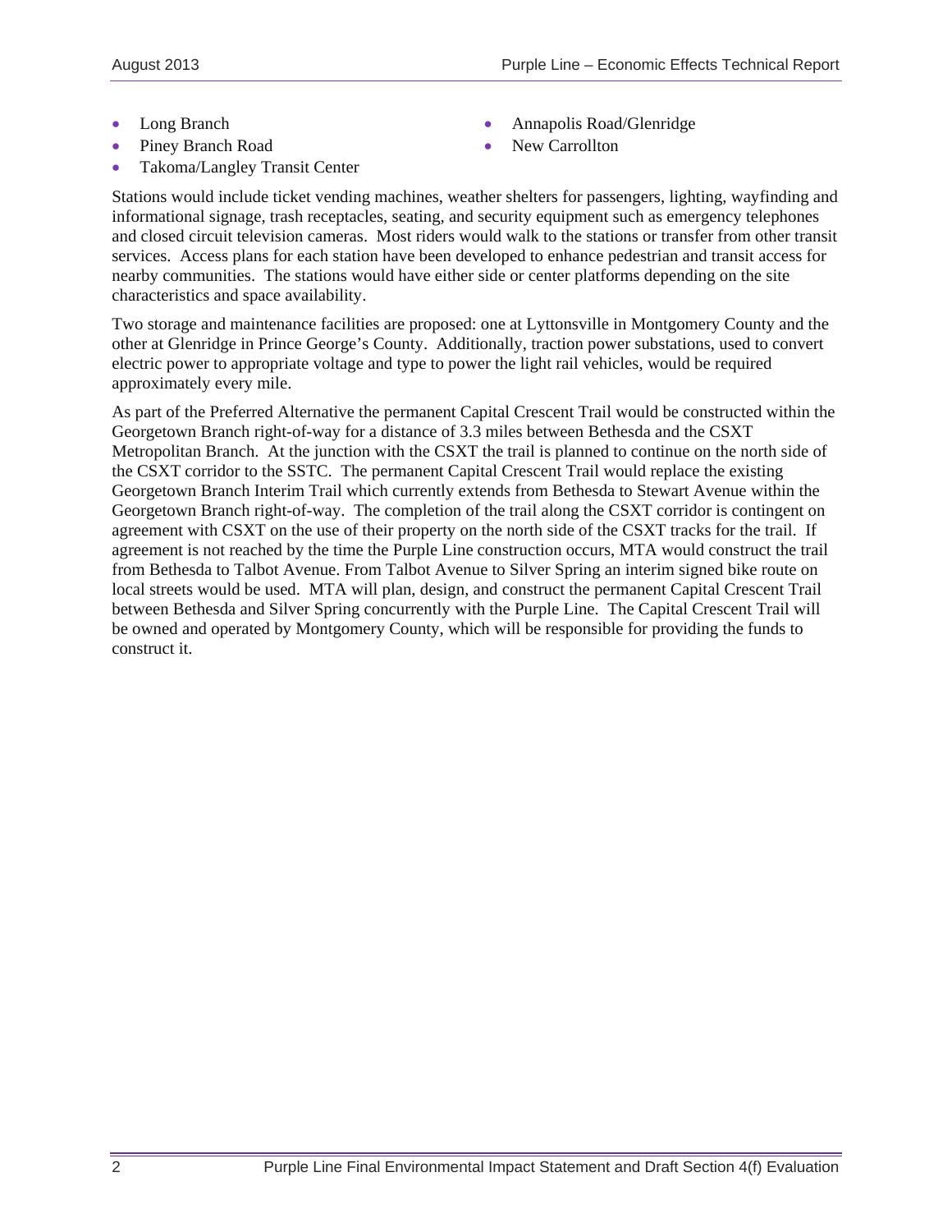- Long Branch
- Piney Branch Road
- Takoma/Langley Transit Center
- Annapolis Road/Glenridge
- New Carrollton

Stations would include ticket vending machines, weather shelters for passengers, lighting, wayfinding and informational signage, trash receptacles, seating, and security equipment such as emergency telephones and closed circuit television cameras. Most riders would walk to the stations or transfer from other transit services. Access plans for each station have been developed to enhance pedestrian and transit access for nearby communities. The stations would have either side or center platforms depending on the site characteristics and space availability.

Two storage and maintenance facilities are proposed: one at Lyttonsville in Montgomery County and the other at Glenridge in Prince George's County. Additionally, traction power substations, used to convert electric power to appropriate voltage and type to power the light rail vehicles, would be required approximately every mile.

As part of the Preferred Alternative the permanent Capital Crescent Trail would be constructed within the Georgetown Branch right-of-way for a distance of 3.3 miles between Bethesda and the CSXT Metropolitan Branch. At the junction with the CSXT the trail is planned to continue on the north side of the CSXT corridor to the SSTC. The permanent Capital Crescent Trail would replace the existing Georgetown Branch Interim Trail which currently extends from Bethesda to Stewart Avenue within the Georgetown Branch right-of-way. The completion of the trail along the CSXT corridor is contingent on agreement with CSXT on the use of their property on the north side of the CSXT tracks for the trail. If agreement is not reached by the time the Purple Line construction occurs, MTA would construct the trail from Bethesda to Talbot Avenue. From Talbot Avenue to Silver Spring an interim signed bike route on local streets would be used. MTA will plan, design, and construct the permanent Capital Crescent Trail between Bethesda and Silver Spring concurrently with the Purple Line. The Capital Crescent Trail will be owned and operated by Montgomery County, which will be responsible for providing the funds to construct it.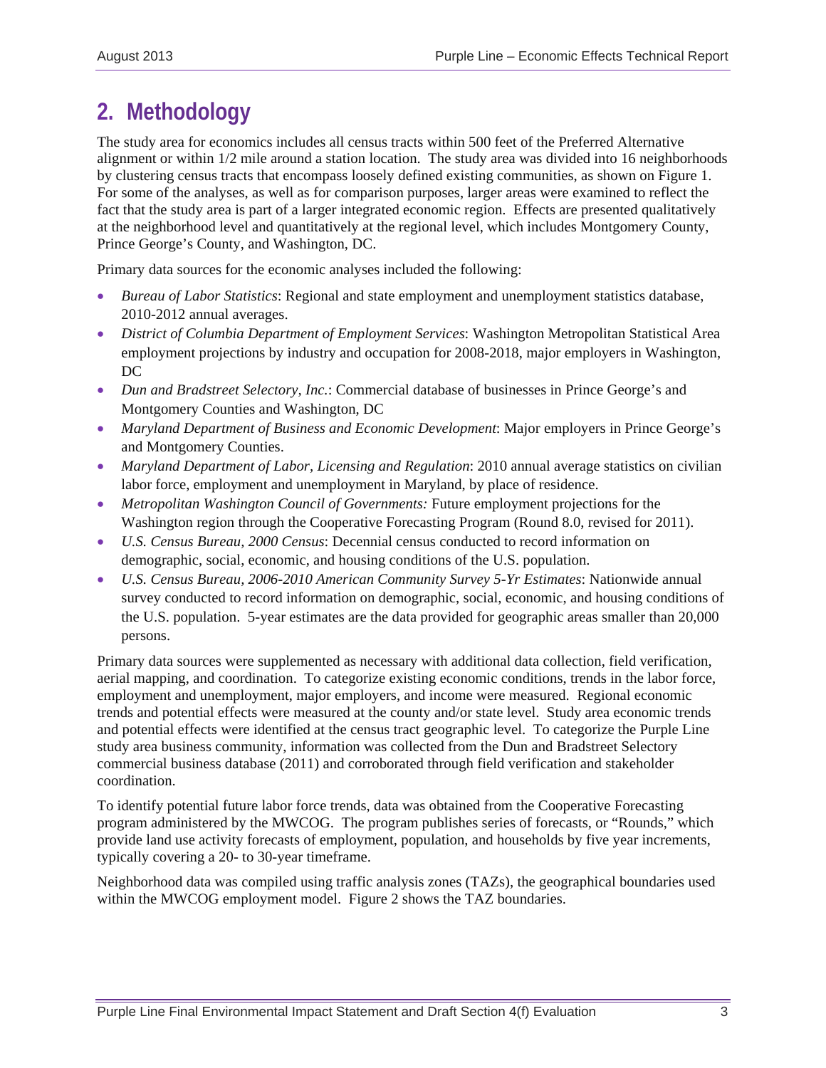# 2. Methodology

The study area for economics includes all census tracts within 500 feet of the Preferred Alternative alignment or within 1/2 mile around a station location. The study area was divided into 16 neighborhoods by clustering census tracts that encompass loosely defined existing communities, as shown on Figure 1. For some of the analyses, as well as for comparison purposes, larger areas were examined to reflect the fact that the study area is part of a larger integrated economic region. Effects are presented qualitatively at the neighborhood level and quantitatively at the regional level, which includes Montgomery County, Prince George's County, and Washington, DC.

Primary data sources for the economic analyses included the following:

- *Bureau of Labor Statistics*: Regional and state employment and unemployment statistics database, 2010-2012 annual averages.
- *District of Columbia Department of Employment Services*: Washington Metropolitan Statistical Area employment projections by industry and occupation for 2008-2018, major employers in Washington, DC
- *Dun and Bradstreet Selectory, Inc.*: Commercial database of businesses in Prince George's and Montgomery Counties and Washington, DC
- *Maryland Department of Business and Economic Development*: Major employers in Prince George's and Montgomery Counties.
- *Maryland Department of Labor, Licensing and Regulation*: 2010 annual average statistics on civilian labor force, employment and unemployment in Maryland, by place of residence.
- *Metropolitan Washington Council of Governments:* Future employment projections for the Washington region through the Cooperative Forecasting Program (Round 8.0, revised for 2011).
- *U.S. Census Bureau, 2000 Census*: Decennial census conducted to record information on demographic, social, economic, and housing conditions of the U.S. population.
- *U.S. Census Bureau, 2006-2010 American Community Survey 5-Yr Estimates*: Nationwide annual survey conducted to record information on demographic, social, economic, and housing conditions of the U.S. population. 5-year estimates are the data provided for geographic areas smaller than 20,000 persons.

Primary data sources were supplemented as necessary with additional data collection, field verification, aerial mapping, and coordination. To categorize existing economic conditions, trends in the labor force, employment and unemployment, major employers, and income were measured. Regional economic trends and potential effects were measured at the county and/or state level. Study area economic trends and potential effects were identified at the census tract geographic level. To categorize the Purple Line study area business community, information was collected from the Dun and Bradstreet Selectory commercial business database (2011) and corroborated through field verification and stakeholder coordination.

To identify potential future labor force trends, data was obtained from the Cooperative Forecasting program administered by the MWCOG. The program publishes series of forecasts, or "Rounds," which provide land use activity forecasts of employment, population, and households by five year increments, typically covering a 20- to 30-year timeframe.

Neighborhood data was compiled using traffic analysis zones (TAZs), the geographical boundaries used within the MWCOG employment model. Figure 2 shows the TAZ boundaries.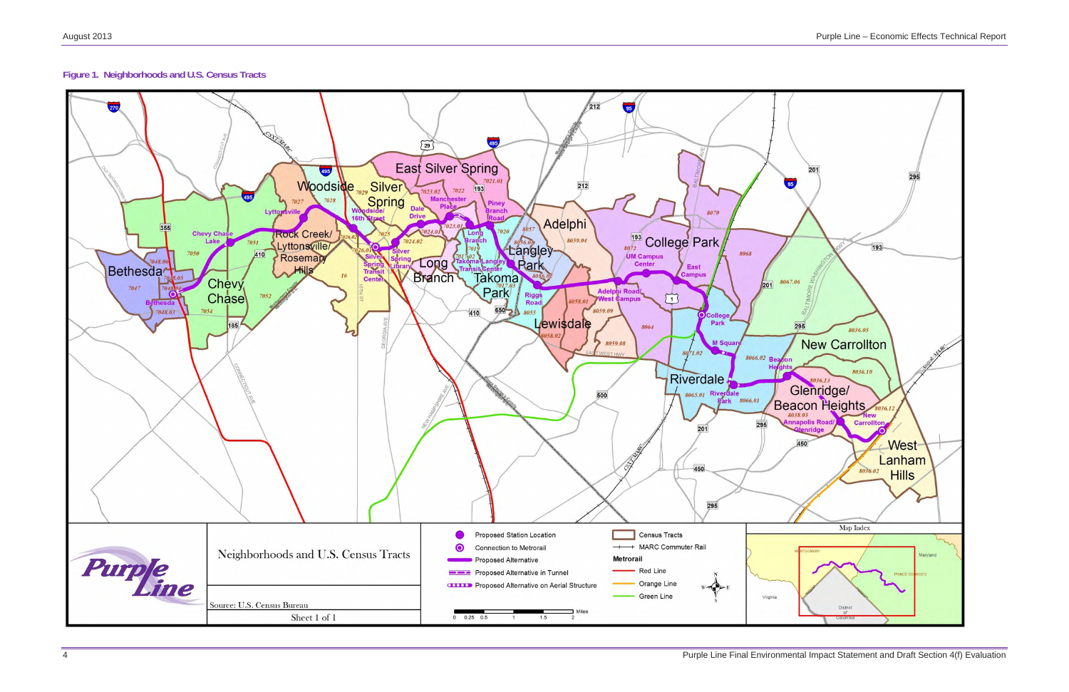**Figure 1. Neighborhoods and U.S. Census Tracts**

Neighborhoods and U.S. Census Tracts

Source: U.S. Census Bureau

Sheet 1 of 1

- Proposed Station Location
- Connection to Metrorail
- Proposed Alternative
- Proposed Alternative in Tunnel
- Proposed Alternative on Aerial Structure
- Census Tracts
- MARC Commuter Rail

Metrorail

- Red Line
- Orange Line
- Green Line

Map Index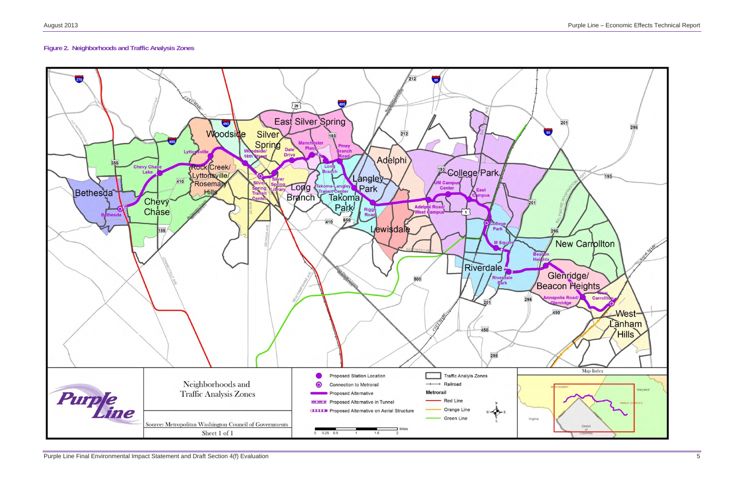**Figure 2. Neighborhoods and Traffic Analysis Zones**

Neighborhoods and Traffic Analysis Zones

Source: Metropolitan Washington Council of Governments

Sheet 1 of 1

- Proposed Station Location
- Connection to Metrorail
- Proposed Alternative
- Proposed Alternative in Tunnel
- Proposed Alternative on Aerial Structure
- Traffic Analyis Zones
- Railroad

Metrorail

- Red Line
- Orange Line
- Green Line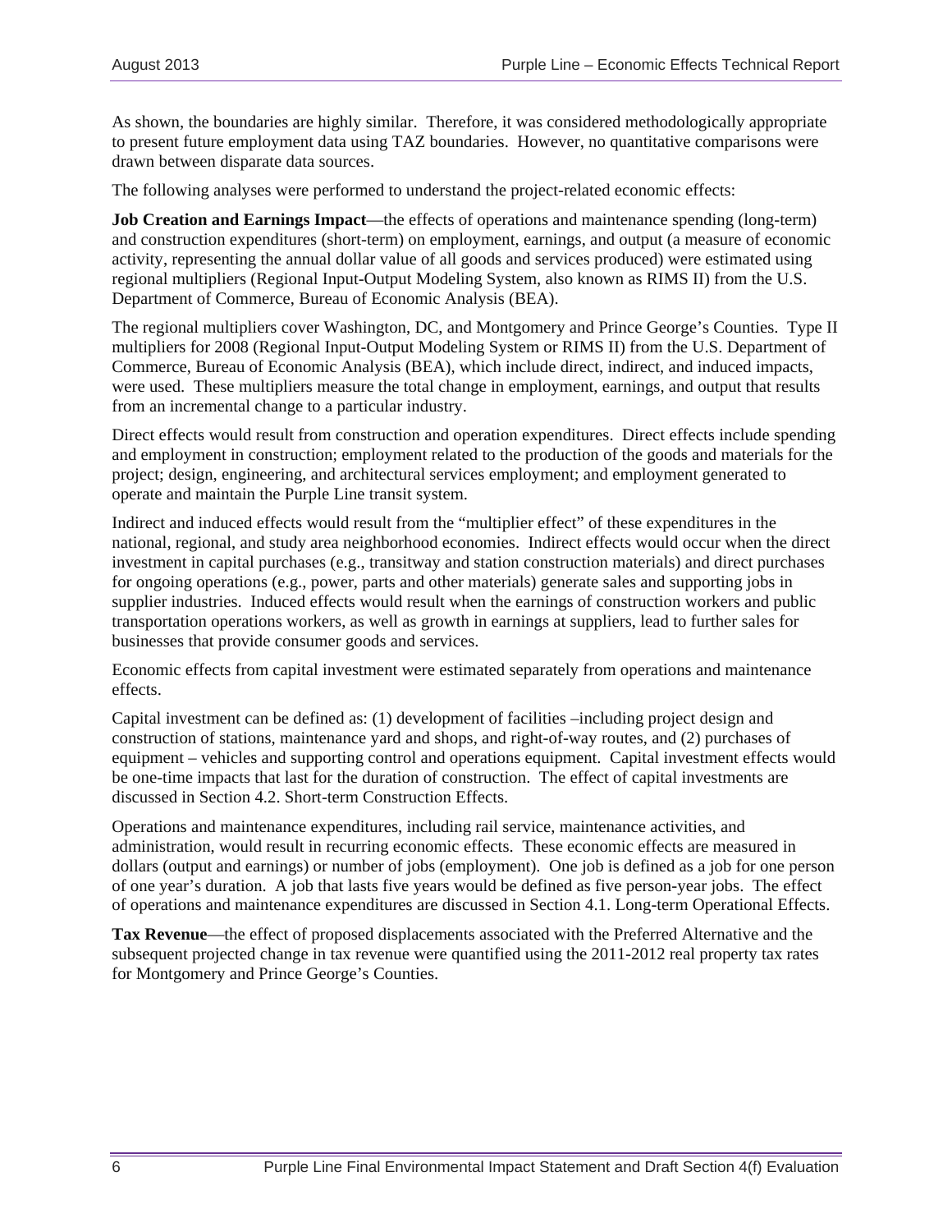As shown, the boundaries are highly similar. Therefore, it was considered methodologically appropriate to present future employment data using TAZ boundaries. However, no quantitative comparisons were drawn between disparate data sources.

The following analyses were performed to understand the project-related economic effects:

**Job Creation and Earnings Impact**—the effects of operations and maintenance spending (long-term) and construction expenditures (short-term) on employment, earnings, and output (a measure of economic activity, representing the annual dollar value of all goods and services produced) were estimated using regional multipliers (Regional Input-Output Modeling System, also known as RIMS II) from the U.S. Department of Commerce, Bureau of Economic Analysis (BEA).

The regional multipliers cover Washington, DC, and Montgomery and Prince George's Counties. Type II multipliers for 2008 (Regional Input-Output Modeling System or RIMS II) from the U.S. Department of Commerce, Bureau of Economic Analysis (BEA), which include direct, indirect, and induced impacts, were used. These multipliers measure the total change in employment, earnings, and output that results from an incremental change to a particular industry.

Direct effects would result from construction and operation expenditures. Direct effects include spending and employment in construction; employment related to the production of the goods and materials for the project; design, engineering, and architectural services employment; and employment generated to operate and maintain the Purple Line transit system.

Indirect and induced effects would result from the "multiplier effect" of these expenditures in the national, regional, and study area neighborhood economies. Indirect effects would occur when the direct investment in capital purchases (e.g., transitway and station construction materials) and direct purchases for ongoing operations (e.g., power, parts and other materials) generate sales and supporting jobs in supplier industries. Induced effects would result when the earnings of construction workers and public transportation operations workers, as well as growth in earnings at suppliers, lead to further sales for businesses that provide consumer goods and services.

Economic effects from capital investment were estimated separately from operations and maintenance effects.

Capital investment can be defined as: (1) development of facilities –including project design and construction of stations, maintenance yard and shops, and right-of-way routes, and (2) purchases of equipment – vehicles and supporting control and operations equipment. Capital investment effects would be one-time impacts that last for the duration of construction. The effect of capital investments are discussed in Section 4.2. Short-term Construction Effects.

Operations and maintenance expenditures, including rail service, maintenance activities, and administration, would result in recurring economic effects. These economic effects are measured in dollars (output and earnings) or number of jobs (employment). One job is defined as a job for one person of one year's duration. A job that lasts five years would be defined as five person-year jobs. The effect of operations and maintenance expenditures are discussed in Section 4.1. Long-term Operational Effects.

**Tax Revenue**—the effect of proposed displacements associated with the Preferred Alternative and the subsequent projected change in tax revenue were quantified using the 2011-2012 real property tax rates for Montgomery and Prince George's Counties.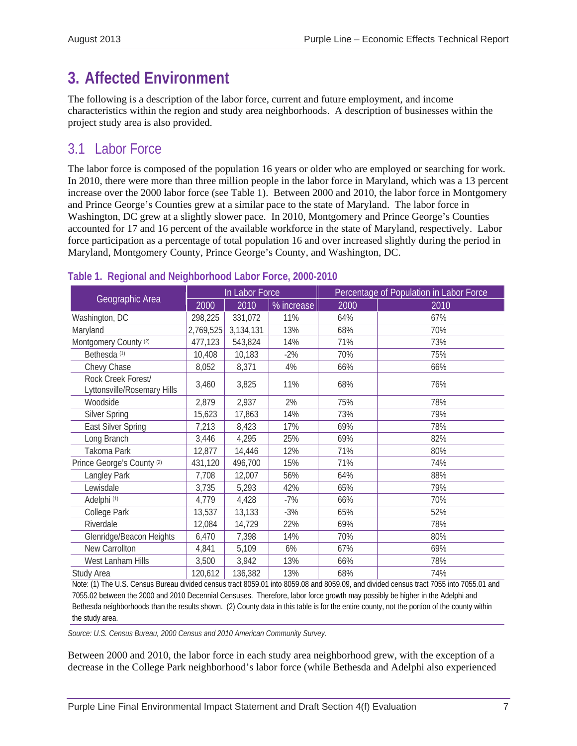# 3. Affected Environment

The following is a description of the labor force, current and future employment, and income characteristics within the region and study area neighborhoods. A description of businesses within the project study area is also provided.

## 3.1 Labor Force

The labor force is composed of the population 16 years or older who are employed or searching for work. In 2010, there were more than three million people in the labor force in Maryland, which was a 13 percent increase over the 2000 labor force (see Table 1). Between 2000 and 2010, the labor force in Montgomery and Prince George's Counties grew at a similar pace to the state of Maryland. The labor force in Washington, DC grew at a slightly slower pace. In 2010, Montgomery and Prince George's Counties accounted for 17 and 16 percent of the available workforce in the state of Maryland, respectively. Labor force participation as a percentage of total population 16 and over increased slightly during the period in Maryland, Montgomery County, Prince George's County, and Washington, DC.

**Table 1. Regional and Neighborhood Labor Force, 2000-2010**

| Geographic Area | In Labor Force | | | Percentage of Population in Labor Force | |
|---|---|---|---|---|---|
| | 2000 | 2010 | % increase | 2000 | 2010 |
| Washington, DC | 298,225 | 331,072 | 11% | 64% | 67% |
| Maryland | 2,769,525 | 3,134,131 | 13% | 68% | 70% |
| Montgomery County (2) | 477,123 | 543,824 | 14% | 71% | 73% |
| Bethesda (1) | 10,408 | 10,183 | -2% | 70% | 75% |
| Chevy Chase | 8,052 | 8,371 | 4% | 66% | 66% |
| Rock Creek Forest/ Lyttonsville/Rosemary Hills | 3,460 | 3,825 | 11% | 68% | 76% |
| Woodside | 2,879 | 2,937 | 2% | 75% | 78% |
| Silver Spring | 15,623 | 17,863 | 14% | 73% | 79% |
| East Silver Spring | 7,213 | 8,423 | 17% | 69% | 78% |
| Long Branch | 3,446 | 4,295 | 25% | 69% | 82% |
| Takoma Park | 12,877 | 14,446 | 12% | 71% | 80% |
| Prince George's County (2) | 431,120 | 496,700 | 15% | 71% | 74% |
| Langley Park | 7,708 | 12,007 | 56% | 64% | 88% |
| Lewisdale | 3,735 | 5,293 | 42% | 65% | 79% |
| Adelphi (1) | 4,779 | 4,428 | -7% | 66% | 70% |
| College Park | 13,537 | 13,133 | -3% | 65% | 52% |
| Riverdale | 12,084 | 14,729 | 22% | 69% | 78% |
| Glenridge/Beacon Heights | 6,470 | 7,398 | 14% | 70% | 80% |
| New Carrollton | 4,841 | 5,109 | 6% | 67% | 69% |
| West Lanham Hills | 3,500 | 3,942 | 13% | 66% | 78% |
| Study Area | 120,612 | 136,382 | 13% | 68% | 74% |

Note: (1) The U.S. Census Bureau divided census tract 8059.01 into 8059.08 and 8059.09, and divided census tract 7055 into 7055.01 and 7055.02 between the 2000 and 2010 Decennial Censuses. Therefore, labor force growth may possibly be higher in the Adelphi and Bethesda neighborhoods than the results shown. (2) County data in this table is for the entire county, not the portion of the county within the study area.

*Source: U.S. Census Bureau, 2000 Census and 2010 American Community Survey.*

Between 2000 and 2010, the labor force in each study area neighborhood grew, with the exception of a decrease in the College Park neighborhood's labor force (while Bethesda and Adelphi also experienced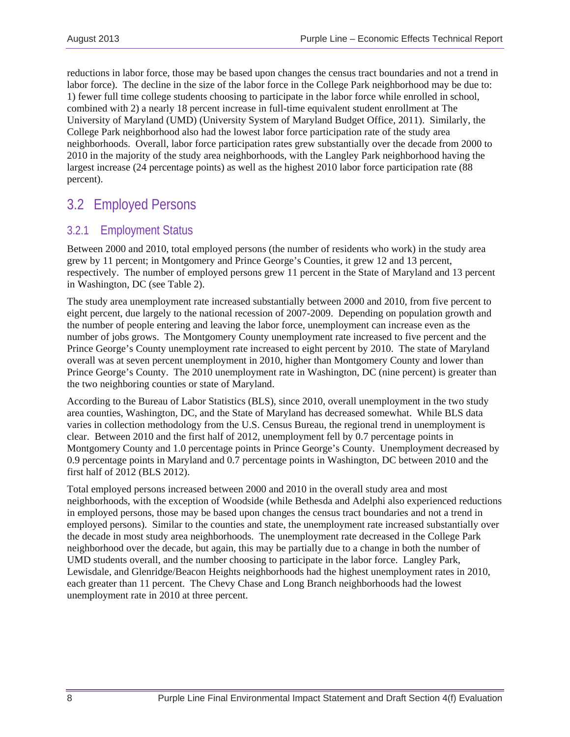reductions in labor force, those may be based upon changes the census tract boundaries and not a trend in labor force). The decline in the size of the labor force in the College Park neighborhood may be due to: 1) fewer full time college students choosing to participate in the labor force while enrolled in school, combined with 2) a nearly 18 percent increase in full-time equivalent student enrollment at The University of Maryland (UMD) (University System of Maryland Budget Office, 2011). Similarly, the College Park neighborhood also had the lowest labor force participation rate of the study area neighborhoods. Overall, labor force participation rates grew substantially over the decade from 2000 to 2010 in the majority of the study area neighborhoods, with the Langley Park neighborhood having the largest increase (24 percentage points) as well as the highest 2010 labor force participation rate (88 percent).

## 3.2 Employed Persons

### 3.2.1 Employment Status

Between 2000 and 2010, total employed persons (the number of residents who work) in the study area grew by 11 percent; in Montgomery and Prince George's Counties, it grew 12 and 13 percent, respectively. The number of employed persons grew 11 percent in the State of Maryland and 13 percent in Washington, DC (see Table 2).

The study area unemployment rate increased substantially between 2000 and 2010, from five percent to eight percent, due largely to the national recession of 2007-2009. Depending on population growth and the number of people entering and leaving the labor force, unemployment can increase even as the number of jobs grows. The Montgomery County unemployment rate increased to five percent and the Prince George's County unemployment rate increased to eight percent by 2010. The state of Maryland overall was at seven percent unemployment in 2010, higher than Montgomery County and lower than Prince George's County. The 2010 unemployment rate in Washington, DC (nine percent) is greater than the two neighboring counties or state of Maryland.

According to the Bureau of Labor Statistics (BLS), since 2010, overall unemployment in the two study area counties, Washington, DC, and the State of Maryland has decreased somewhat. While BLS data varies in collection methodology from the U.S. Census Bureau, the regional trend in unemployment is clear. Between 2010 and the first half of 2012, unemployment fell by 0.7 percentage points in Montgomery County and 1.0 percentage points in Prince George's County. Unemployment decreased by 0.9 percentage points in Maryland and 0.7 percentage points in Washington, DC between 2010 and the first half of 2012 (BLS 2012).

Total employed persons increased between 2000 and 2010 in the overall study area and most neighborhoods, with the exception of Woodside (while Bethesda and Adelphi also experienced reductions in employed persons, those may be based upon changes the census tract boundaries and not a trend in employed persons). Similar to the counties and state, the unemployment rate increased substantially over the decade in most study area neighborhoods. The unemployment rate decreased in the College Park neighborhood over the decade, but again, this may be partially due to a change in both the number of UMD students overall, and the number choosing to participate in the labor force. Langley Park, Lewisdale, and Glenridge/Beacon Heights neighborhoods had the highest unemployment rates in 2010, each greater than 11 percent. The Chevy Chase and Long Branch neighborhoods had the lowest unemployment rate in 2010 at three percent.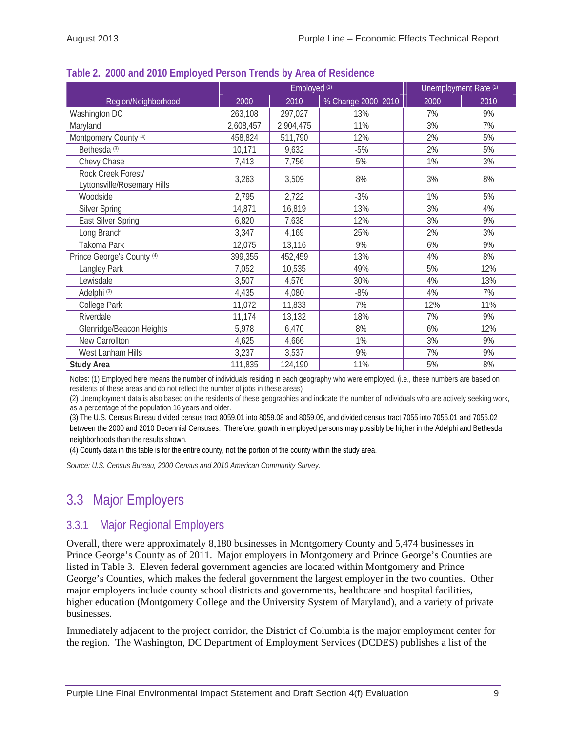**Table 2. 2000 and 2010 Employed Person Trends by Area of Residence**

| Region/Neighborhood | Employed [1] | | | Unemployment Rate [2] | |
|---|---|---|---|---|---|
| | 2000 | 2010 | % Change 2000–2010 | 2000 | 2010 |
| Washington DC | 263,108 | 297,027 | 13% | 7% | 9% |
| Maryland | 2,608,457 | 2,904,475 | 11% | 3% | 7% |
| Montgomery County [4] | 458,824 | 511,790 | 12% | 2% | 5% |
| Bethesda [3] | 10,171 | 9,632 | -5% | 2% | 5% |
| Chevy Chase | 7,413 | 7,756 | 5% | 1% | 3% |
| Rock Creek Forest/ Lyttonsville/Rosemary Hills | 3,263 | 3,509 | 8% | 3% | 8% |
| Woodside | 2,795 | 2,722 | -3% | 1% | 5% |
| Silver Spring | 14,871 | 16,819 | 13% | 3% | 4% |
| East Silver Spring | 6,820 | 7,638 | 12% | 3% | 9% |
| Long Branch | 3,347 | 4,169 | 25% | 2% | 3% |
| Takoma Park | 12,075 | 13,116 | 9% | 6% | 9% |
| Prince George's County [4] | 399,355 | 452,459 | 13% | 4% | 8% |
| Langley Park | 7,052 | 10,535 | 49% | 5% | 12% |
| Lewisdale | 3,507 | 4,576 | 30% | 4% | 13% |
| Adelphi [3] | 4,435 | 4,080 | -8% | 4% | 7% |
| College Park | 11,072 | 11,833 | 7% | 12% | 11% |
| Riverdale | 11,174 | 13,132 | 18% | 7% | 9% |
| Glenridge/Beacon Heights | 5,978 | 6,470 | 8% | 6% | 12% |
| New Carrollton | 4,625 | 4,666 | 1% | 3% | 9% |
| West Lanham Hills | 3,237 | 3,537 | 9% | 7% | 9% |
| **Study Area** | 111,835 | 124,190 | 11% | 5% | 8% |

Notes: (1) Employed here means the number of individuals residing in each geography who were employed. (i.e., these numbers are based on residents of these areas and do not reflect the number of jobs in these areas)
(2) Unemployment data is also based on the residents of these geographies and indicate the number of individuals who are actively seeking work, as a percentage of the population 16 years and older.
(3) The U.S. Census Bureau divided census tract 8059.01 into 8059.08 and 8059.09, and divided census tract 7055 into 7055.01 and 7055.02 between the 2000 and 2010 Decennial Censuses. Therefore, growth in employed persons may possibly be higher in the Adelphi and Bethesda neighborhoods than the results shown.
(4) County data in this table is for the entire county, not the portion of the county within the study area.

*Source: U.S. Census Bureau, 2000 Census and 2010 American Community Survey.*

# 3.3 Major Employers

## 3.3.1 Major Regional Employers

Overall, there were approximately 8,180 businesses in Montgomery County and 5,474 businesses in Prince George's County as of 2011. Major employers in Montgomery and Prince George's Counties are listed in Table 3. Eleven federal government agencies are located within Montgomery and Prince George's Counties, which makes the federal government the largest employer in the two counties. Other major employers include county school districts and governments, healthcare and hospital facilities, higher education (Montgomery College and the University System of Maryland), and a variety of private businesses.

Immediately adjacent to the project corridor, the District of Columbia is the major employment center for the region. The Washington, DC Department of Employment Services (DCDES) publishes a list of the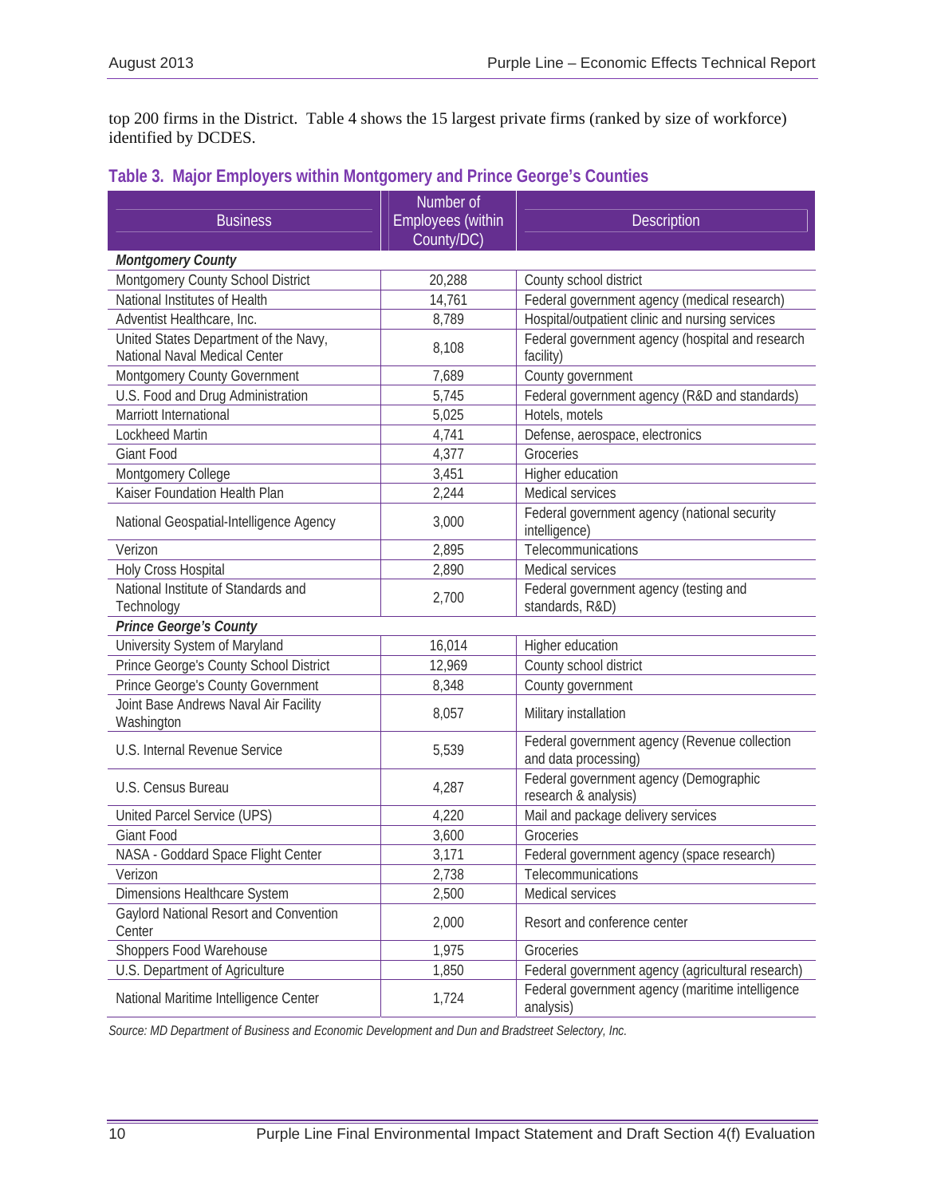top 200 firms in the District. Table 4 shows the 15 largest private firms (ranked by size of workforce) identified by DCDES.

### Table 3. Major Employers within Montgomery and Prince George's Counties

| Business | Number of Employees (within County/DC) | Description |
|---|---|---|
| ***Montgomery County*** | | |
| Montgomery County School District | 20,288 | County school district |
| National Institutes of Health | 14,761 | Federal government agency (medical research) |
| Adventist Healthcare, Inc. | 8,789 | Hospital/outpatient clinic and nursing services |
| United States Department of the Navy, National Naval Medical Center | 8,108 | Federal government agency (hospital and research facility) |
| Montgomery County Government | 7,689 | County government |
| U.S. Food and Drug Administration | 5,745 | Federal government agency (R&D and standards) |
| Marriott International | 5,025 | Hotels, motels |
| Lockheed Martin | 4,741 | Defense, aerospace, electronics |
| Giant Food | 4,377 | Groceries |
| Montgomery College | 3,451 | Higher education |
| Kaiser Foundation Health Plan | 2,244 | Medical services |
| National Geospatial-Intelligence Agency | 3,000 | Federal government agency (national security intelligence) |
| Verizon | 2,895 | Telecommunications |
| Holy Cross Hospital | 2,890 | Medical services |
| National Institute of Standards and Technology | 2,700 | Federal government agency (testing and standards, R&D) |
| ***Prince George's County*** | | |
| University System of Maryland | 16,014 | Higher education |
| Prince George's County School District | 12,969 | County school district |
| Prince George's County Government | 8,348 | County government |
| Joint Base Andrews Naval Air Facility Washington | 8,057 | Military installation |
| U.S. Internal Revenue Service | 5,539 | Federal government agency (Revenue collection and data processing) |
| U.S. Census Bureau | 4,287 | Federal government agency (Demographic research & analysis) |
| United Parcel Service (UPS) | 4,220 | Mail and package delivery services |
| Giant Food | 3,600 | Groceries |
| NASA - Goddard Space Flight Center | 3,171 | Federal government agency (space research) |
| Verizon | 2,738 | Telecommunications |
| Dimensions Healthcare System | 2,500 | Medical services |
| Gaylord National Resort and Convention Center | 2,000 | Resort and conference center |
| Shoppers Food Warehouse | 1,975 | Groceries |
| U.S. Department of Agriculture | 1,850 | Federal government agency (agricultural research) |
| National Maritime Intelligence Center | 1,724 | Federal government agency (maritime intelligence analysis) |

*Source: MD Department of Business and Economic Development and Dun and Bradstreet Selectory, Inc.*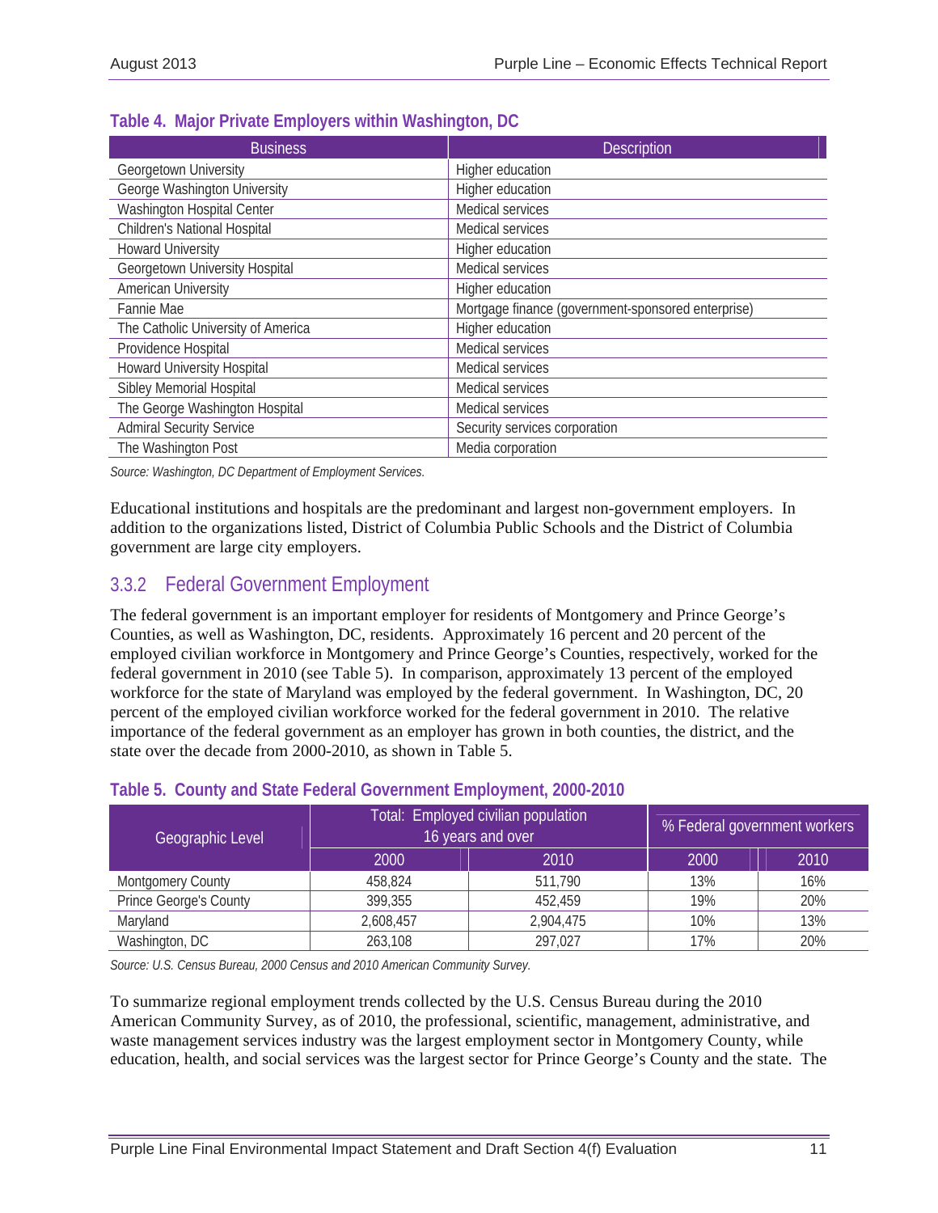**Table 4. Major Private Employers within Washington, DC**

| Business | Description |
|---|---|
| Georgetown University | Higher education |
| George Washington University | Higher education |
| Washington Hospital Center | Medical services |
| Children's National Hospital | Medical services |
| Howard University | Higher education |
| Georgetown University Hospital | Medical services |
| American University | Higher education |
| Fannie Mae | Mortgage finance (government-sponsored enterprise) |
| The Catholic University of America | Higher education |
| Providence Hospital | Medical services |
| Howard University Hospital | Medical services |
| Sibley Memorial Hospital | Medical services |
| The George Washington Hospital | Medical services |
| Admiral Security Service | Security services corporation |
| The Washington Post | Media corporation |

*Source: Washington, DC Department of Employment Services.*

Educational institutions and hospitals are the predominant and largest non-government employers. In addition to the organizations listed, District of Columbia Public Schools and the District of Columbia government are large city employers.

## 3.3.2 Federal Government Employment

The federal government is an important employer for residents of Montgomery and Prince George's Counties, as well as Washington, DC, residents. Approximately 16 percent and 20 percent of the employed civilian workforce in Montgomery and Prince George's Counties, respectively, worked for the federal government in 2010 (see Table 5). In comparison, approximately 13 percent of the employed workforce for the state of Maryland was employed by the federal government. In Washington, DC, 20 percent of the employed civilian workforce worked for the federal government in 2010. The relative importance of the federal government as an employer has grown in both counties, the district, and the state over the decade from 2000-2010, as shown in Table 5.

**Table 5. County and State Federal Government Employment, 2000-2010**

| Geographic Level | Total: Employed civilian population 16 years and over | | % Federal government workers | |
|---|---|---|---|---|
| | 2000 | 2010 | 2000 | 2010 |
| Montgomery County | 458,824 | 511,790 | 13% | 16% |
| Prince George's County | 399,355 | 452,459 | 19% | 20% |
| Maryland | 2,608,457 | 2,904,475 | 10% | 13% |
| Washington, DC | 263,108 | 297,027 | 17% | 20% |

*Source: U.S. Census Bureau, 2000 Census and 2010 American Community Survey.*

To summarize regional employment trends collected by the U.S. Census Bureau during the 2010 American Community Survey, as of 2010, the professional, scientific, management, administrative, and waste management services industry was the largest employment sector in Montgomery County, while education, health, and social services was the largest sector for Prince George's County and the state. The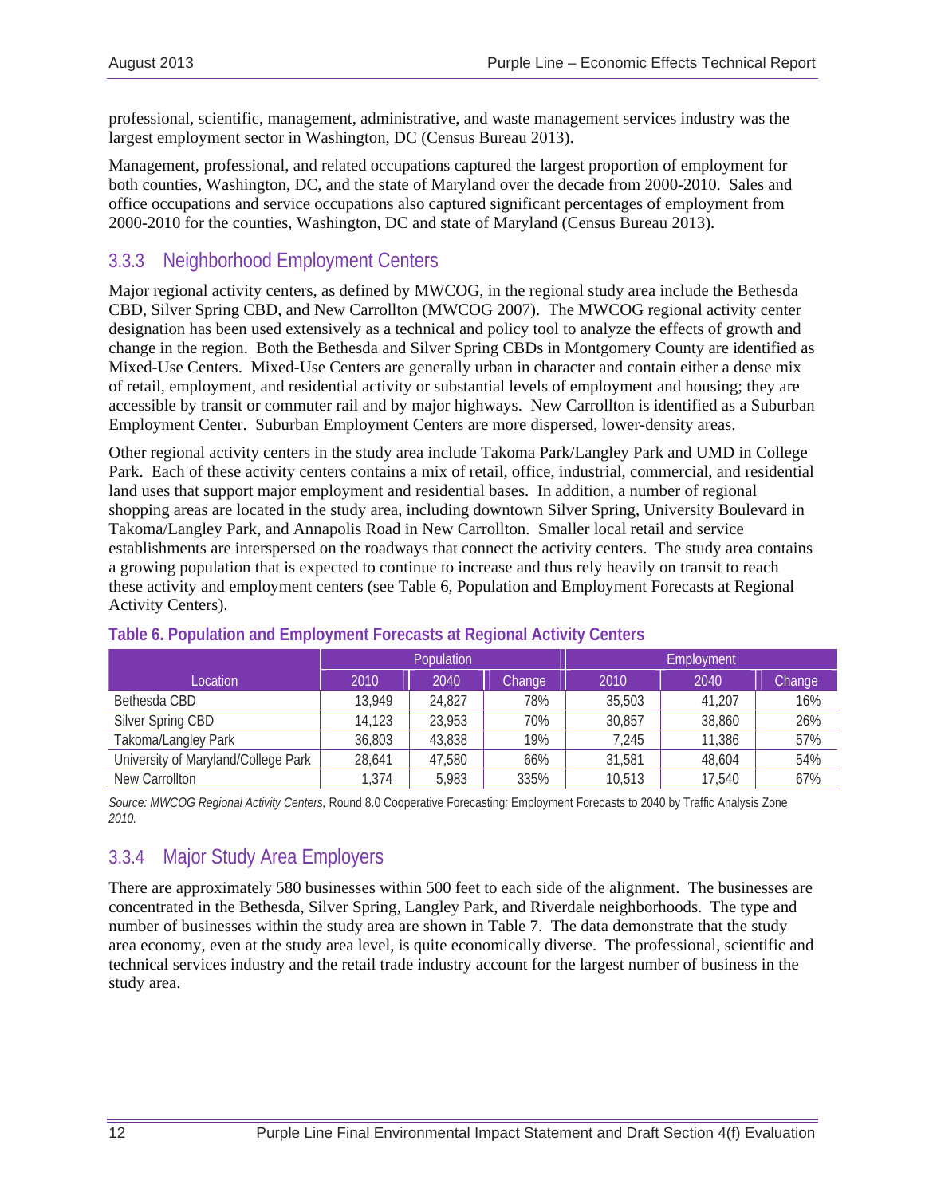professional, scientific, management, administrative, and waste management services industry was the largest employment sector in Washington, DC (Census Bureau 2013).

Management, professional, and related occupations captured the largest proportion of employment for both counties, Washington, DC, and the state of Maryland over the decade from 2000-2010. Sales and office occupations and service occupations also captured significant percentages of employment from 2000-2010 for the counties, Washington, DC and state of Maryland (Census Bureau 2013).

### 3.3.3 Neighborhood Employment Centers

Major regional activity centers, as defined by MWCOG, in the regional study area include the Bethesda CBD, Silver Spring CBD, and New Carrollton (MWCOG 2007). The MWCOG regional activity center designation has been used extensively as a technical and policy tool to analyze the effects of growth and change in the region. Both the Bethesda and Silver Spring CBDs in Montgomery County are identified as Mixed-Use Centers. Mixed-Use Centers are generally urban in character and contain either a dense mix of retail, employment, and residential activity or substantial levels of employment and housing; they are accessible by transit or commuter rail and by major highways. New Carrollton is identified as a Suburban Employment Center. Suburban Employment Centers are more dispersed, lower-density areas.

Other regional activity centers in the study area include Takoma Park/Langley Park and UMD in College Park. Each of these activity centers contains a mix of retail, office, industrial, commercial, and residential land uses that support major employment and residential bases. In addition, a number of regional shopping areas are located in the study area, including downtown Silver Spring, University Boulevard in Takoma/Langley Park, and Annapolis Road in New Carrollton. Smaller local retail and service establishments are interspersed on the roadways that connect the activity centers. The study area contains a growing population that is expected to continue to increase and thus rely heavily on transit to reach these activity and employment centers (see Table 6, Population and Employment Forecasts at Regional Activity Centers).

**Table 6. Population and Employment Forecasts at Regional Activity Centers**

| Location | Population | | | Employment | | |
|---|---|---|---|---|---|---|
| | 2010 | 2040 | Change | 2010 | 2040 | Change |
| Bethesda CBD | 13,949 | 24,827 | 78% | 35,503 | 41,207 | 16% |
| Silver Spring CBD | 14,123 | 23,953 | 70% | 30,857 | 38,860 | 26% |
| Takoma/Langley Park | 36,803 | 43,838 | 19% | 7,245 | 11,386 | 57% |
| University of Maryland/College Park | 28,641 | 47,580 | 66% | 31,581 | 48,604 | 54% |
| New Carrollton | 1,374 | 5,983 | 335% | 10,513 | 17,540 | 67% |

*Source: MWCOG Regional Activity Centers,* Round 8.0 Cooperative Forecasting*:* Employment Forecasts to 2040 by Traffic Analysis Zone *2010.*

### 3.3.4 Major Study Area Employers

There are approximately 580 businesses within 500 feet to each side of the alignment. The businesses are concentrated in the Bethesda, Silver Spring, Langley Park, and Riverdale neighborhoods. The type and number of businesses within the study area are shown in Table 7. The data demonstrate that the study area economy, even at the study area level, is quite economically diverse. The professional, scientific and technical services industry and the retail trade industry account for the largest number of business in the study area.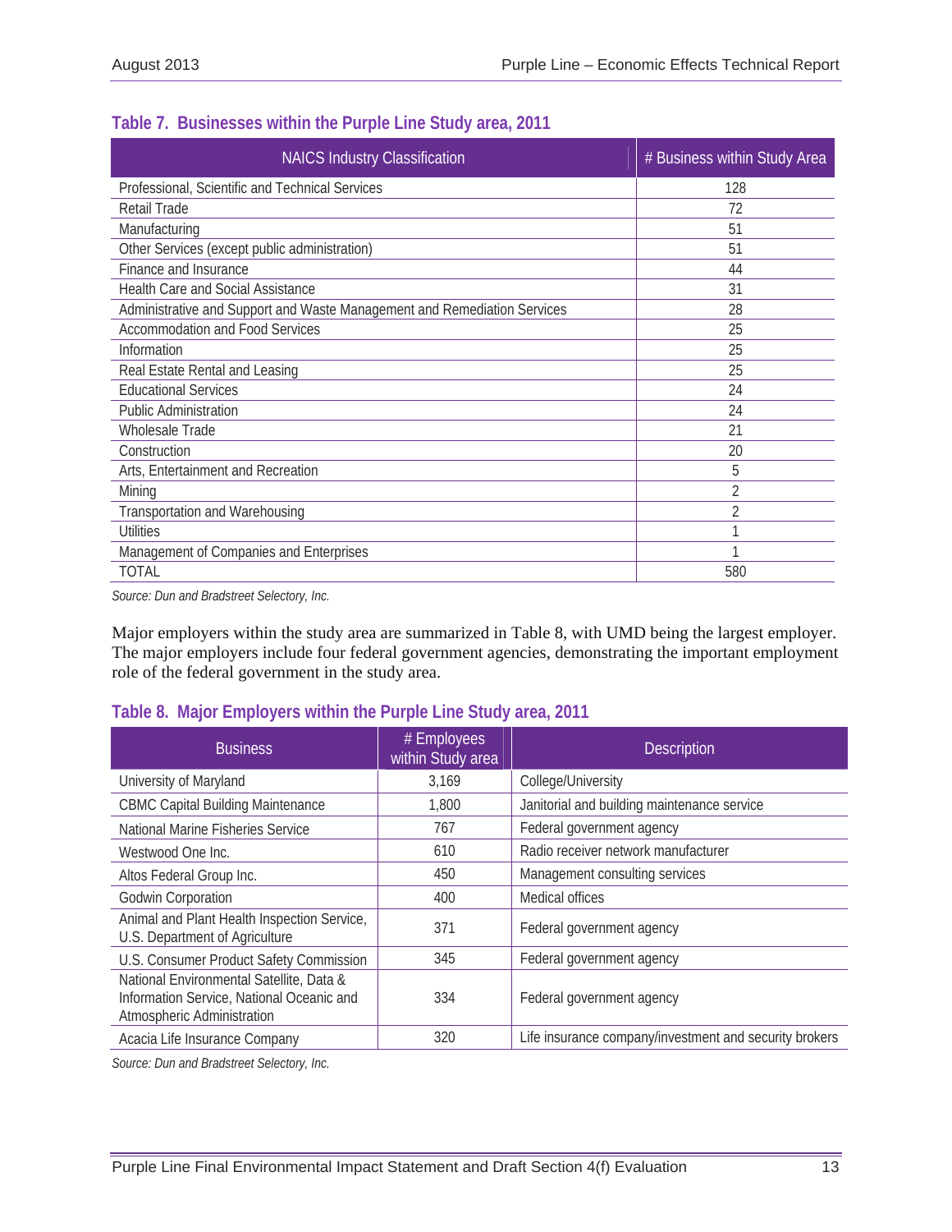### Table 7. Businesses within the Purple Line Study area, 2011

| NAICS Industry Classification | # Business within Study Area |
|---|---|
| Professional, Scientific and Technical Services | 128 |
| Retail Trade | 72 |
| Manufacturing | 51 |
| Other Services (except public administration) | 51 |
| Finance and Insurance | 44 |
| Health Care and Social Assistance | 31 |
| Administrative and Support and Waste Management and Remediation Services | 28 |
| Accommodation and Food Services | 25 |
| Information | 25 |
| Real Estate Rental and Leasing | 25 |
| Educational Services | 24 |
| Public Administration | 24 |
| Wholesale Trade | 21 |
| Construction | 20 |
| Arts, Entertainment and Recreation | 5 |
| Mining | 2 |
| Transportation and Warehousing | 2 |
| Utilities | 1 |
| Management of Companies and Enterprises | 1 |
| TOTAL | 580 |

*Source: Dun and Bradstreet Selectory, Inc.*

Major employers within the study area are summarized in Table 8, with UMD being the largest employer. The major employers include four federal government agencies, demonstrating the important employment role of the federal government in the study area.

### Table 8. Major Employers within the Purple Line Study area, 2011

| Business | # Employees within Study area | Description |
|---|---|---|
| University of Maryland | 3,169 | College/University |
| CBMC Capital Building Maintenance | 1,800 | Janitorial and building maintenance service |
| National Marine Fisheries Service | 767 | Federal government agency |
| Westwood One Inc. | 610 | Radio receiver network manufacturer |
| Altos Federal Group Inc. | 450 | Management consulting services |
| Godwin Corporation | 400 | Medical offices |
| Animal and Plant Health Inspection Service, U.S. Department of Agriculture | 371 | Federal government agency |
| U.S. Consumer Product Safety Commission | 345 | Federal government agency |
| National Environmental Satellite, Data & Information Service, National Oceanic and Atmospheric Administration | 334 | Federal government agency |
| Acacia Life Insurance Company | 320 | Life insurance company/investment and security brokers |

*Source: Dun and Bradstreet Selectory, Inc.*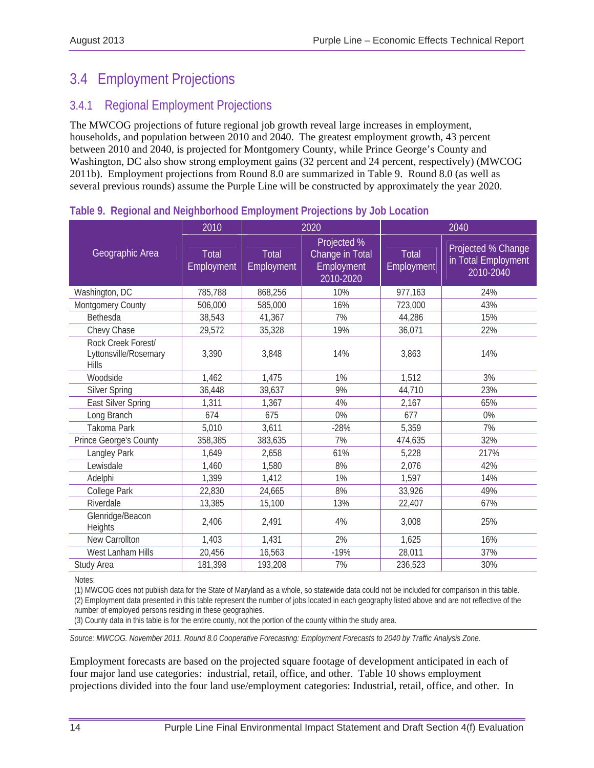## 3.4 Employment Projections

### 3.4.1 Regional Employment Projections

The MWCOG projections of future regional job growth reveal large increases in employment, households, and population between 2010 and 2040. The greatest employment growth, 43 percent between 2010 and 2040, is projected for Montgomery County, while Prince George's County and Washington, DC also show strong employment gains (32 percent and 24 percent, respectively) (MWCOG 2011b). Employment projections from Round 8.0 are summarized in Table 9. Round 8.0 (as well as several previous rounds) assume the Purple Line will be constructed by approximately the year 2020.

**Table 9. Regional and Neighborhood Employment Projections by Job Location**

| Geographic Area | 2010 | 2020 | | 2040 | |
|---|---|---|---|---|---|
| | Total Employment | Total Employment | Projected % Change in Total Employment 2010-2020 | Total Employment | Projected % Change in Total Employment 2010-2040 |
| Washington, DC | 785,788 | 868,256 | 10% | 977,163 | 24% |
| Montgomery County | 506,000 | 585,000 | 16% | 723,000 | 43% |
| Bethesda | 38,543 | 41,367 | 7% | 44,286 | 15% |
| Chevy Chase | 29,572 | 35,328 | 19% | 36,071 | 22% |
| Rock Creek Forest/ Lyttonsville/Rosemary Hills | 3,390 | 3,848 | 14% | 3,863 | 14% |
| Woodside | 1,462 | 1,475 | 1% | 1,512 | 3% |
| Silver Spring | 36,448 | 39,637 | 9% | 44,710 | 23% |
| East Silver Spring | 1,311 | 1,367 | 4% | 2,167 | 65% |
| Long Branch | 674 | 675 | 0% | 677 | 0% |
| Takoma Park | 5,010 | 3,611 | -28% | 5,359 | 7% |
| Prince George's County | 358,385 | 383,635 | 7% | 474,635 | 32% |
| Langley Park | 1,649 | 2,658 | 61% | 5,228 | 217% |
| Lewisdale | 1,460 | 1,580 | 8% | 2,076 | 42% |
| Adelphi | 1,399 | 1,412 | 1% | 1,597 | 14% |
| College Park | 22,830 | 24,665 | 8% | 33,926 | 49% |
| Riverdale | 13,385 | 15,100 | 13% | 22,407 | 67% |
| Glenridge/Beacon Heights | 2,406 | 2,491 | 4% | 3,008 | 25% |
| New Carrollton | 1,403 | 1,431 | 2% | 1,625 | 16% |
| West Lanham Hills | 20,456 | 16,563 | -19% | 28,011 | 37% |
| Study Area | 181,398 | 193,208 | 7% | 236,523 | 30% |

Notes:
(1) MWCOG does not publish data for the State of Maryland as a whole, so statewide data could not be included for comparison in this table.
(2) Employment data presented in this table represent the number of jobs located in each geography listed above and are not reflective of the number of employed persons residing in these geographies.
(3) County data in this table is for the entire county, not the portion of the county within the study area.

*Source: MWCOG. November 2011. Round 8.0 Cooperative Forecasting: Employment Forecasts to 2040 by Traffic Analysis Zone.*

Employment forecasts are based on the projected square footage of development anticipated in each of four major land use categories: industrial, retail, office, and other. Table 10 shows employment projections divided into the four land use/employment categories: Industrial, retail, office, and other. In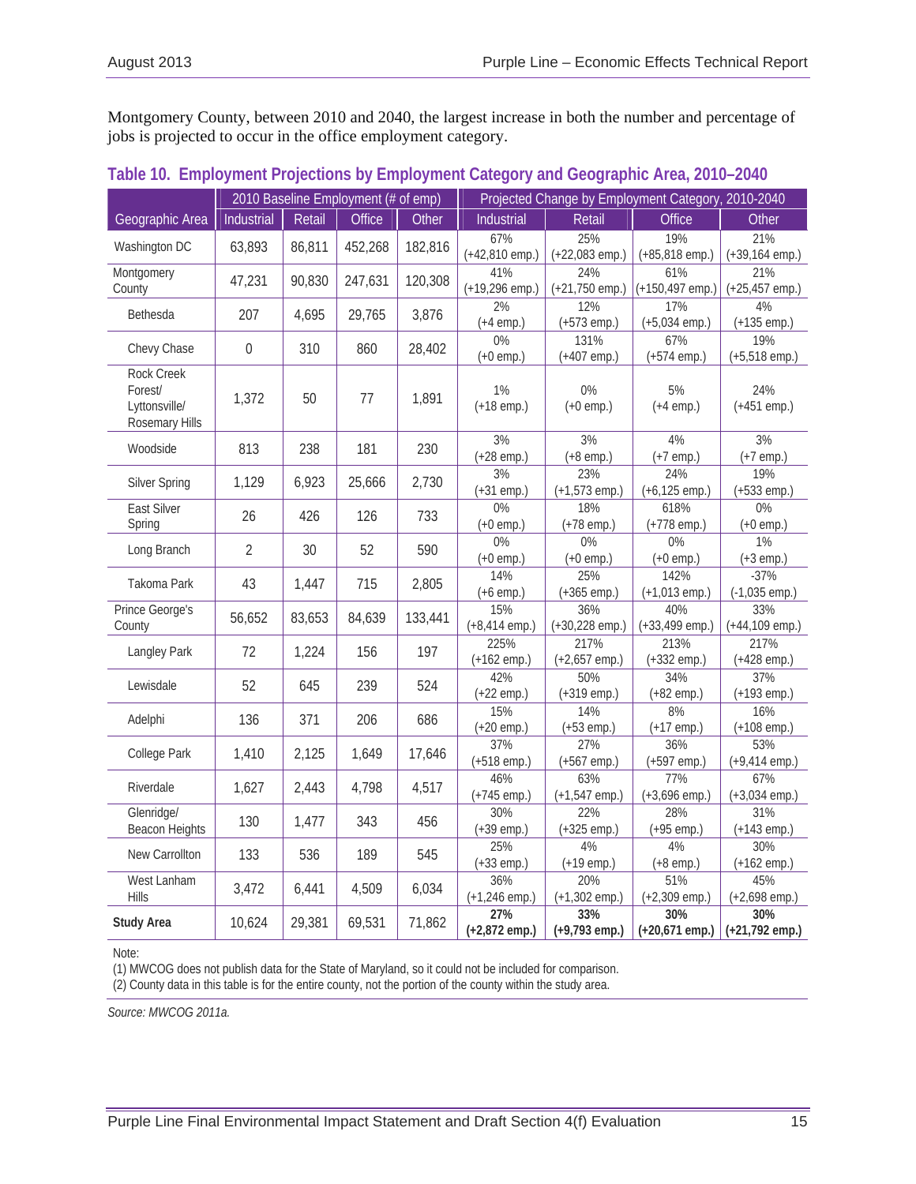Montgomery County, between 2010 and 2040, the largest increase in both the number and percentage of jobs is projected to occur in the office employment category.

**Table 10. Employment Projections by Employment Category and Geographic Area, 2010–2040**

| | 2010 Baseline Employment (# of emp) | | | | Projected Change by Employment Category, 2010-2040 | | | |
|---|---|---|---|---|---|---|---|---|
| Geographic Area | Industrial | Retail | Office | Other | Industrial | Retail | Office | Other |
| Washington DC | 63,893 | 86,811 | 452,268 | 182,816 | 67% (+42,810 emp.) | 25% (+22,083 emp.) | 19% (+85,818 emp.) | 21% (+39,164 emp.) |
| Montgomery County | 47,231 | 90,830 | 247,631 | 120,308 | 41% (+19,296 emp.) | 24% (+21,750 emp.) | 61% (+150,497 emp.) | 21% (+25,457 emp.) |
| Bethesda | 207 | 4,695 | 29,765 | 3,876 | 2% (+4 emp.) | 12% (+573 emp.) | 17% (+5,034 emp.) | 4% (+135 emp.) |
| Chevy Chase | 0 | 310 | 860 | 28,402 | 0% (+0 emp.) | 131% (+407 emp.) | 67% (+574 emp.) | 19% (+5,518 emp.) |
| Rock Creek Forest/ Lyttonsville/ Rosemary Hills | 1,372 | 50 | 77 | 1,891 | 1% (+18 emp.) | 0% (+0 emp.) | 5% (+4 emp.) | 24% (+451 emp.) |
| Woodside | 813 | 238 | 181 | 230 | 3% (+28 emp.) | 3% (+8 emp.) | 4% (+7 emp.) | 3% (+7 emp.) |
| Silver Spring | 1,129 | 6,923 | 25,666 | 2,730 | 3% (+31 emp.) | 23% (+1,573 emp.) | 24% (+6,125 emp.) | 19% (+533 emp.) |
| East Silver Spring | 26 | 426 | 126 | 733 | 0% (+0 emp.) | 18% (+78 emp.) | 618% (+778 emp.) | 0% (+0 emp.) |
| Long Branch | 2 | 30 | 52 | 590 | 0% (+0 emp.) | 0% (+0 emp.) | 0% (+0 emp.) | 1% (+3 emp.) |
| Takoma Park | 43 | 1,447 | 715 | 2,805 | 14% (+6 emp.) | 25% (+365 emp.) | 142% (+1,013 emp.) | -37% (-1,035 emp.) |
| Prince George's County | 56,652 | 83,653 | 84,639 | 133,441 | 15% (+8,414 emp.) | 36% (+30,228 emp.) | 40% (+33,499 emp.) | 33% (+44,109 emp.) |
| Langley Park | 72 | 1,224 | 156 | 197 | 225% (+162 emp.) | 217% (+2,657 emp.) | 213% (+332 emp.) | 217% (+428 emp.) |
| Lewisdale | 52 | 645 | 239 | 524 | 42% (+22 emp.) | 50% (+319 emp.) | 34% (+82 emp.) | 37% (+193 emp.) |
| Adelphi | 136 | 371 | 206 | 686 | 15% (+20 emp.) | 14% (+53 emp.) | 8% (+17 emp.) | 16% (+108 emp.) |
| College Park | 1,410 | 2,125 | 1,649 | 17,646 | 37% (+518 emp.) | 27% (+567 emp.) | 36% (+597 emp.) | 53% (+9,414 emp.) |
| Riverdale | 1,627 | 2,443 | 4,798 | 4,517 | 46% (+745 emp.) | 63% (+1,547 emp.) | 77% (+3,696 emp.) | 67% (+3,034 emp.) |
| Glenridge/ Beacon Heights | 130 | 1,477 | 343 | 456 | 30% (+39 emp.) | 22% (+325 emp.) | 28% (+95 emp.) | 31% (+143 emp.) |
| New Carrollton | 133 | 536 | 189 | 545 | 25% (+33 emp.) | 4% (+19 emp.) | 4% (+8 emp.) | 30% (+162 emp.) |
| West Lanham Hills | 3,472 | 6,441 | 4,509 | 6,034 | 36% (+1,246 emp.) | 20% (+1,302 emp.) | 51% (+2,309 emp.) | 45% (+2,698 emp.) |
| **Study Area** | 10,624 | 29,381 | 69,531 | 71,862 | **27% (+2,872 emp.)** | **33% (+9,793 emp.)** | **30% (+20,671 emp.)** | **30% (+21,792 emp.)** |

Note:
(1) MWCOG does not publish data for the State of Maryland, so it could not be included for comparison.
(2) County data in this table is for the entire county, not the portion of the county within the study area.

*Source: MWCOG 2011a.*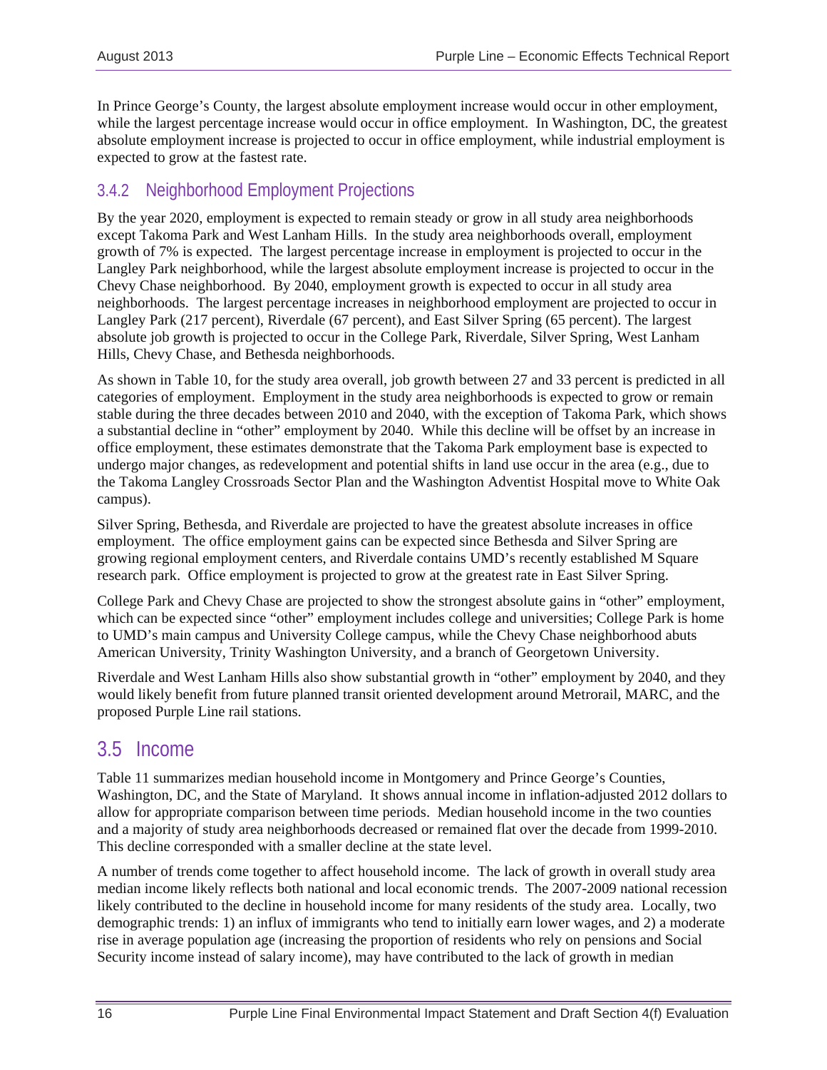In Prince George's County, the largest absolute employment increase would occur in other employment, while the largest percentage increase would occur in office employment. In Washington, DC, the greatest absolute employment increase is projected to occur in office employment, while industrial employment is expected to grow at the fastest rate.

### 3.4.2 Neighborhood Employment Projections

By the year 2020, employment is expected to remain steady or grow in all study area neighborhoods except Takoma Park and West Lanham Hills. In the study area neighborhoods overall, employment growth of 7% is expected. The largest percentage increase in employment is projected to occur in the Langley Park neighborhood, while the largest absolute employment increase is projected to occur in the Chevy Chase neighborhood. By 2040, employment growth is expected to occur in all study area neighborhoods. The largest percentage increases in neighborhood employment are projected to occur in Langley Park (217 percent), Riverdale (67 percent), and East Silver Spring (65 percent). The largest absolute job growth is projected to occur in the College Park, Riverdale, Silver Spring, West Lanham Hills, Chevy Chase, and Bethesda neighborhoods.

As shown in Table 10, for the study area overall, job growth between 27 and 33 percent is predicted in all categories of employment. Employment in the study area neighborhoods is expected to grow or remain stable during the three decades between 2010 and 2040, with the exception of Takoma Park, which shows a substantial decline in "other" employment by 2040. While this decline will be offset by an increase in office employment, these estimates demonstrate that the Takoma Park employment base is expected to undergo major changes, as redevelopment and potential shifts in land use occur in the area (e.g., due to the Takoma Langley Crossroads Sector Plan and the Washington Adventist Hospital move to White Oak campus).

Silver Spring, Bethesda, and Riverdale are projected to have the greatest absolute increases in office employment. The office employment gains can be expected since Bethesda and Silver Spring are growing regional employment centers, and Riverdale contains UMD's recently established M Square research park. Office employment is projected to grow at the greatest rate in East Silver Spring.

College Park and Chevy Chase are projected to show the strongest absolute gains in "other" employment, which can be expected since "other" employment includes college and universities; College Park is home to UMD's main campus and University College campus, while the Chevy Chase neighborhood abuts American University, Trinity Washington University, and a branch of Georgetown University.

Riverdale and West Lanham Hills also show substantial growth in "other" employment by 2040, and they would likely benefit from future planned transit oriented development around Metrorail, MARC, and the proposed Purple Line rail stations.

## 3.5 Income

Table 11 summarizes median household income in Montgomery and Prince George's Counties, Washington, DC, and the State of Maryland. It shows annual income in inflation-adjusted 2012 dollars to allow for appropriate comparison between time periods. Median household income in the two counties and a majority of study area neighborhoods decreased or remained flat over the decade from 1999-2010. This decline corresponded with a smaller decline at the state level.

A number of trends come together to affect household income. The lack of growth in overall study area median income likely reflects both national and local economic trends. The 2007-2009 national recession likely contributed to the decline in household income for many residents of the study area. Locally, two demographic trends: 1) an influx of immigrants who tend to initially earn lower wages, and 2) a moderate rise in average population age (increasing the proportion of residents who rely on pensions and Social Security income instead of salary income), may have contributed to the lack of growth in median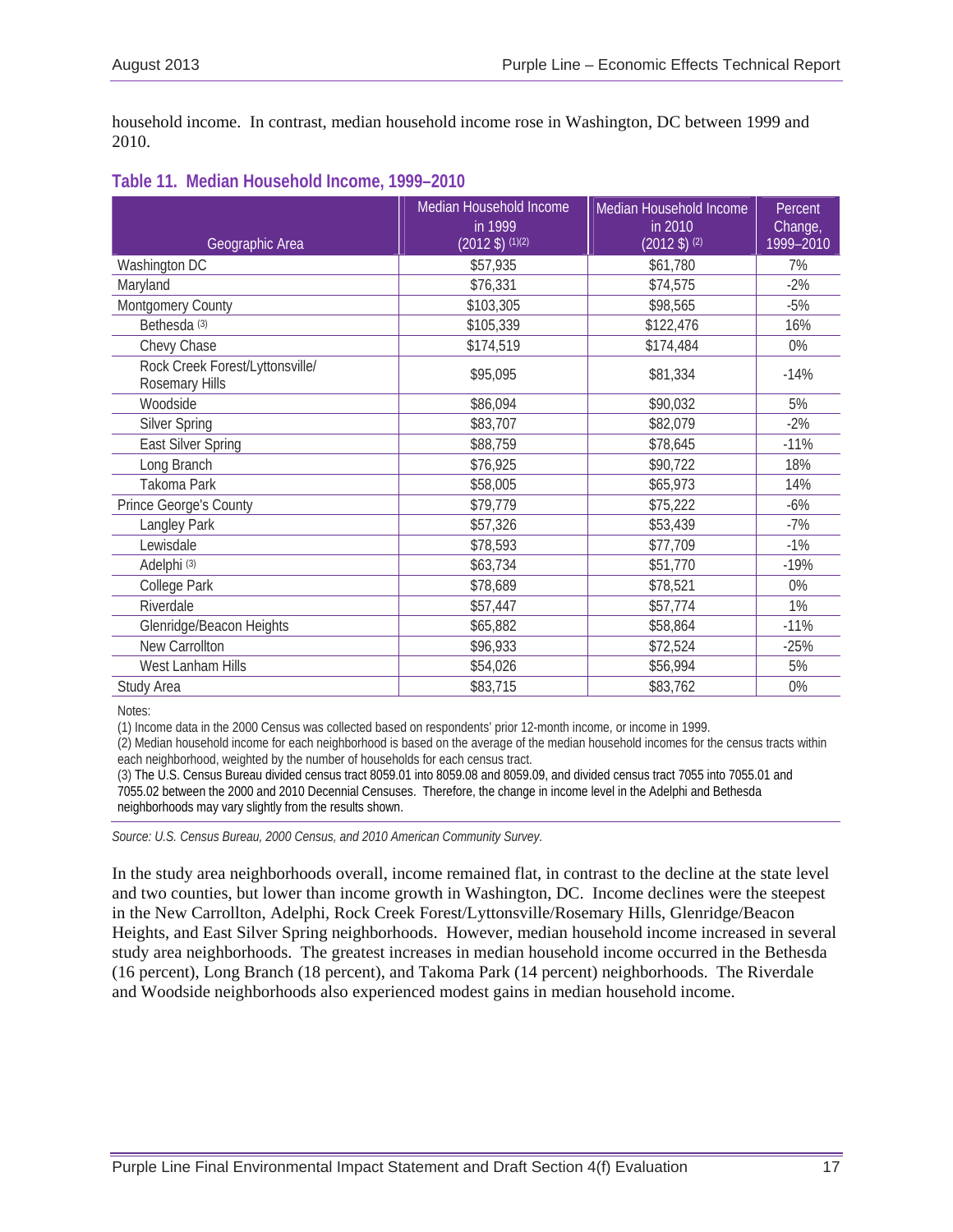household income. In contrast, median household income rose in Washington, DC between 1999 and 2010.

### Table 11. Median Household Income, 1999–2010

| Geographic Area | Median Household Income in 1999 (2012 $) (1)(2) | Median Household Income in 2010 (2012 $) (2) | Percent Change, 1999–2010 |
|---|---|---|---|
| Washington DC | $57,935 | $61,780 | 7% |
| Maryland | $76,331 | $74,575 | -2% |
| Montgomery County | $103,305 | $98,565 | -5% |
| Bethesda (3) | $105,339 | $122,476 | 16% |
| Chevy Chase | $174,519 | $174,484 | 0% |
| Rock Creek Forest/Lyttonsville/ Rosemary Hills | $95,095 | $81,334 | -14% |
| Woodside | $86,094 | $90,032 | 5% |
| Silver Spring | $83,707 | $82,079 | -2% |
| East Silver Spring | $88,759 | $78,645 | -11% |
| Long Branch | $76,925 | $90,722 | 18% |
| Takoma Park | $58,005 | $65,973 | 14% |
| Prince George's County | $79,779 | $75,222 | -6% |
| Langley Park | $57,326 | $53,439 | -7% |
| Lewisdale | $78,593 | $77,709 | -1% |
| Adelphi (3) | $63,734 | $51,770 | -19% |
| College Park | $78,689 | $78,521 | 0% |
| Riverdale | $57,447 | $57,774 | 1% |
| Glenridge/Beacon Heights | $65,882 | $58,864 | -11% |
| New Carrollton | $96,933 | $72,524 | -25% |
| West Lanham Hills | $54,026 | $56,994 | 5% |
| Study Area | $83,715 | $83,762 | 0% |

Notes:

(1) Income data in the 2000 Census was collected based on respondents' prior 12-month income, or income in 1999.

(2) Median household income for each neighborhood is based on the average of the median household incomes for the census tracts within each neighborhood, weighted by the number of households for each census tract.

(3) The U.S. Census Bureau divided census tract 8059.01 into 8059.08 and 8059.09, and divided census tract 7055 into 7055.01 and 7055.02 between the 2000 and 2010 Decennial Censuses. Therefore, the change in income level in the Adelphi and Bethesda neighborhoods may vary slightly from the results shown.

*Source: U.S. Census Bureau, 2000 Census, and 2010 American Community Survey.*

In the study area neighborhoods overall, income remained flat, in contrast to the decline at the state level and two counties, but lower than income growth in Washington, DC. Income declines were the steepest in the New Carrollton, Adelphi, Rock Creek Forest/Lyttonsville/Rosemary Hills, Glenridge/Beacon Heights, and East Silver Spring neighborhoods. However, median household income increased in several study area neighborhoods. The greatest increases in median household income occurred in the Bethesda (16 percent), Long Branch (18 percent), and Takoma Park (14 percent) neighborhoods. The Riverdale and Woodside neighborhoods also experienced modest gains in median household income.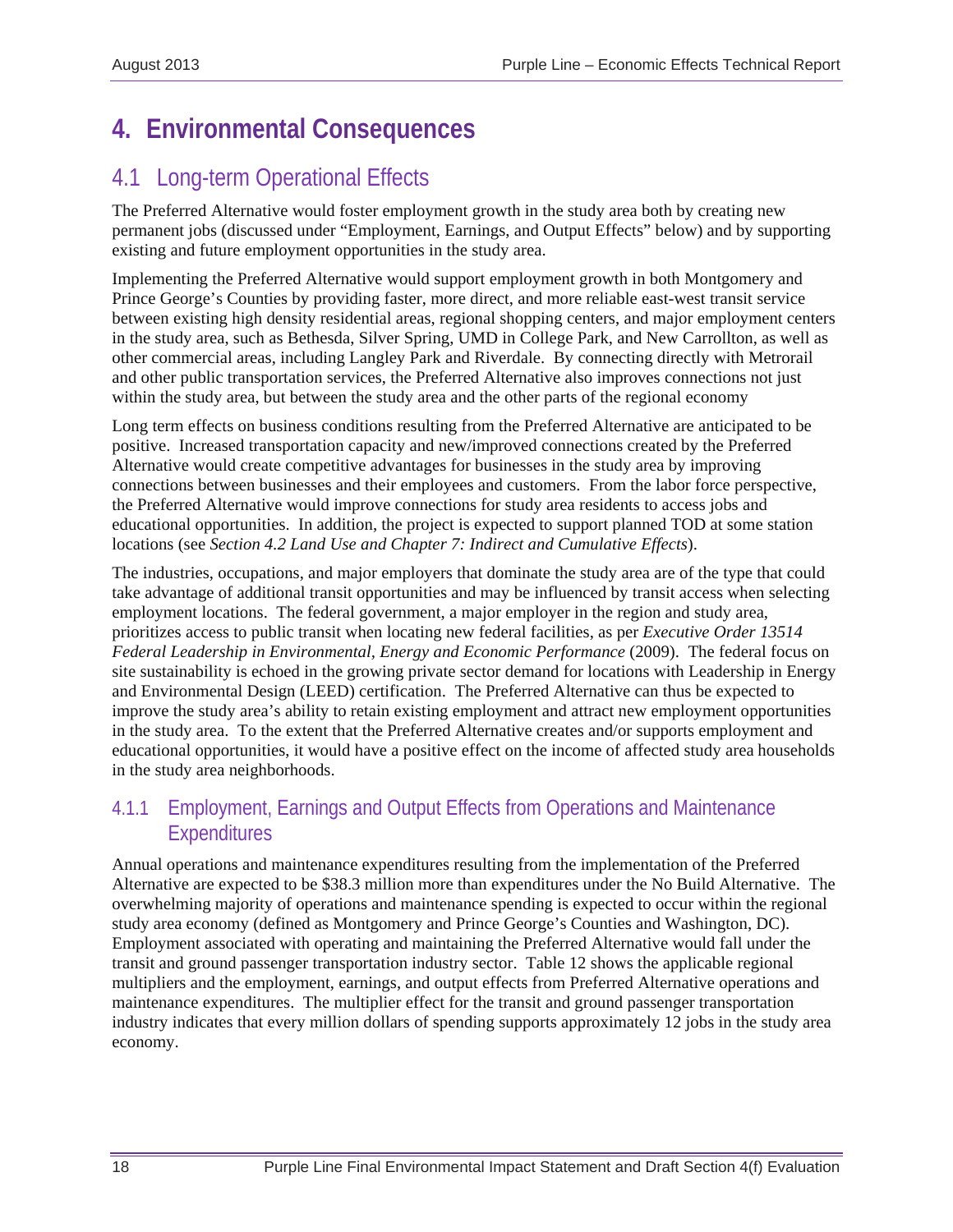# 4. Environmental Consequences

## 4.1 Long-term Operational Effects

The Preferred Alternative would foster employment growth in the study area both by creating new permanent jobs (discussed under "Employment, Earnings, and Output Effects" below) and by supporting existing and future employment opportunities in the study area.

Implementing the Preferred Alternative would support employment growth in both Montgomery and Prince George's Counties by providing faster, more direct, and more reliable east-west transit service between existing high density residential areas, regional shopping centers, and major employment centers in the study area, such as Bethesda, Silver Spring, UMD in College Park, and New Carrollton, as well as other commercial areas, including Langley Park and Riverdale. By connecting directly with Metrorail and other public transportation services, the Preferred Alternative also improves connections not just within the study area, but between the study area and the other parts of the regional economy

Long term effects on business conditions resulting from the Preferred Alternative are anticipated to be positive. Increased transportation capacity and new/improved connections created by the Preferred Alternative would create competitive advantages for businesses in the study area by improving connections between businesses and their employees and customers. From the labor force perspective, the Preferred Alternative would improve connections for study area residents to access jobs and educational opportunities. In addition, the project is expected to support planned TOD at some station locations (see *Section 4.2 Land Use and Chapter 7: Indirect and Cumulative Effects*).

The industries, occupations, and major employers that dominate the study area are of the type that could take advantage of additional transit opportunities and may be influenced by transit access when selecting employment locations. The federal government, a major employer in the region and study area, prioritizes access to public transit when locating new federal facilities, as per *Executive Order 13514 Federal Leadership in Environmental, Energy and Economic Performance* (2009). The federal focus on site sustainability is echoed in the growing private sector demand for locations with Leadership in Energy and Environmental Design (LEED) certification. The Preferred Alternative can thus be expected to improve the study area's ability to retain existing employment and attract new employment opportunities in the study area. To the extent that the Preferred Alternative creates and/or supports employment and educational opportunities, it would have a positive effect on the income of affected study area households in the study area neighborhoods.

### 4.1.1 Employment, Earnings and Output Effects from Operations and Maintenance Expenditures

Annual operations and maintenance expenditures resulting from the implementation of the Preferred Alternative are expected to be $38.3 million more than expenditures under the No Build Alternative. The overwhelming majority of operations and maintenance spending is expected to occur within the regional study area economy (defined as Montgomery and Prince George's Counties and Washington, DC). Employment associated with operating and maintaining the Preferred Alternative would fall under the transit and ground passenger transportation industry sector. Table 12 shows the applicable regional multipliers and the employment, earnings, and output effects from Preferred Alternative operations and maintenance expenditures. The multiplier effect for the transit and ground passenger transportation industry indicates that every million dollars of spending supports approximately 12 jobs in the study area economy.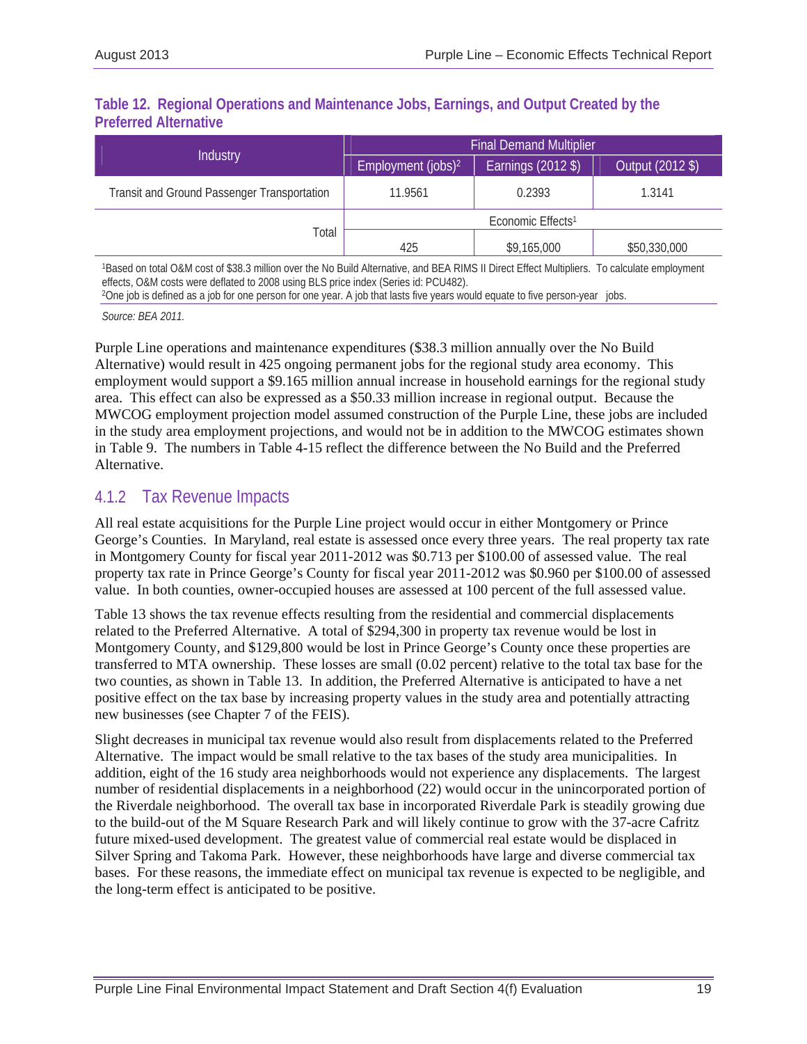**Table 12. Regional Operations and Maintenance Jobs, Earnings, and Output Created by the Preferred Alternative**

| Industry | Final Demand Multiplier | | |
|---|---|---|---|
| | Employment (jobs)[2] | Earnings (2012 $) | Output (2012 $) |
| Transit and Ground Passenger Transportation | 11.9561 | 0.2393 | 1.3141 |
| Total | Economic Effects[1] | | |
| | 425 | $9,165,000 | $50,330,000 |

[1]Based on total O&M cost of $38.3 million over the No Build Alternative, and BEA RIMS II Direct Effect Multipliers. To calculate employment effects, O&M costs were deflated to 2008 using BLS price index (Series id: PCU482).
[2]One job is defined as a job for one person for one year. A job that lasts five years would equate to five person-year jobs.

*Source: BEA 2011.*

Purple Line operations and maintenance expenditures ($38.3 million annually over the No Build Alternative) would result in 425 ongoing permanent jobs for the regional study area economy. This employment would support a $9.165 million annual increase in household earnings for the regional study area. This effect can also be expressed as a $50.33 million increase in regional output. Because the MWCOG employment projection model assumed construction of the Purple Line, these jobs are included in the study area employment projections, and would not be in addition to the MWCOG estimates shown in Table 9. The numbers in Table 4-15 reflect the difference between the No Build and the Preferred Alternative.

### 4.1.2 Tax Revenue Impacts

All real estate acquisitions for the Purple Line project would occur in either Montgomery or Prince George's Counties. In Maryland, real estate is assessed once every three years. The real property tax rate in Montgomery County for fiscal year 2011-2012 was $0.713 per $100.00 of assessed value. The real property tax rate in Prince George's County for fiscal year 2011-2012 was $0.960 per $100.00 of assessed value. In both counties, owner-occupied houses are assessed at 100 percent of the full assessed value.

Table 13 shows the tax revenue effects resulting from the residential and commercial displacements related to the Preferred Alternative. A total of $294,300 in property tax revenue would be lost in Montgomery County, and $129,800 would be lost in Prince George's County once these properties are transferred to MTA ownership. These losses are small (0.02 percent) relative to the total tax base for the two counties, as shown in Table 13. In addition, the Preferred Alternative is anticipated to have a net positive effect on the tax base by increasing property values in the study area and potentially attracting new businesses (see Chapter 7 of the FEIS).

Slight decreases in municipal tax revenue would also result from displacements related to the Preferred Alternative. The impact would be small relative to the tax bases of the study area municipalities. In addition, eight of the 16 study area neighborhoods would not experience any displacements. The largest number of residential displacements in a neighborhood (22) would occur in the unincorporated portion of the Riverdale neighborhood. The overall tax base in incorporated Riverdale Park is steadily growing due to the build-out of the M Square Research Park and will likely continue to grow with the 37-acre Cafritz future mixed-used development. The greatest value of commercial real estate would be displaced in Silver Spring and Takoma Park. However, these neighborhoods have large and diverse commercial tax bases. For these reasons, the immediate effect on municipal tax revenue is expected to be negligible, and the long-term effect is anticipated to be positive.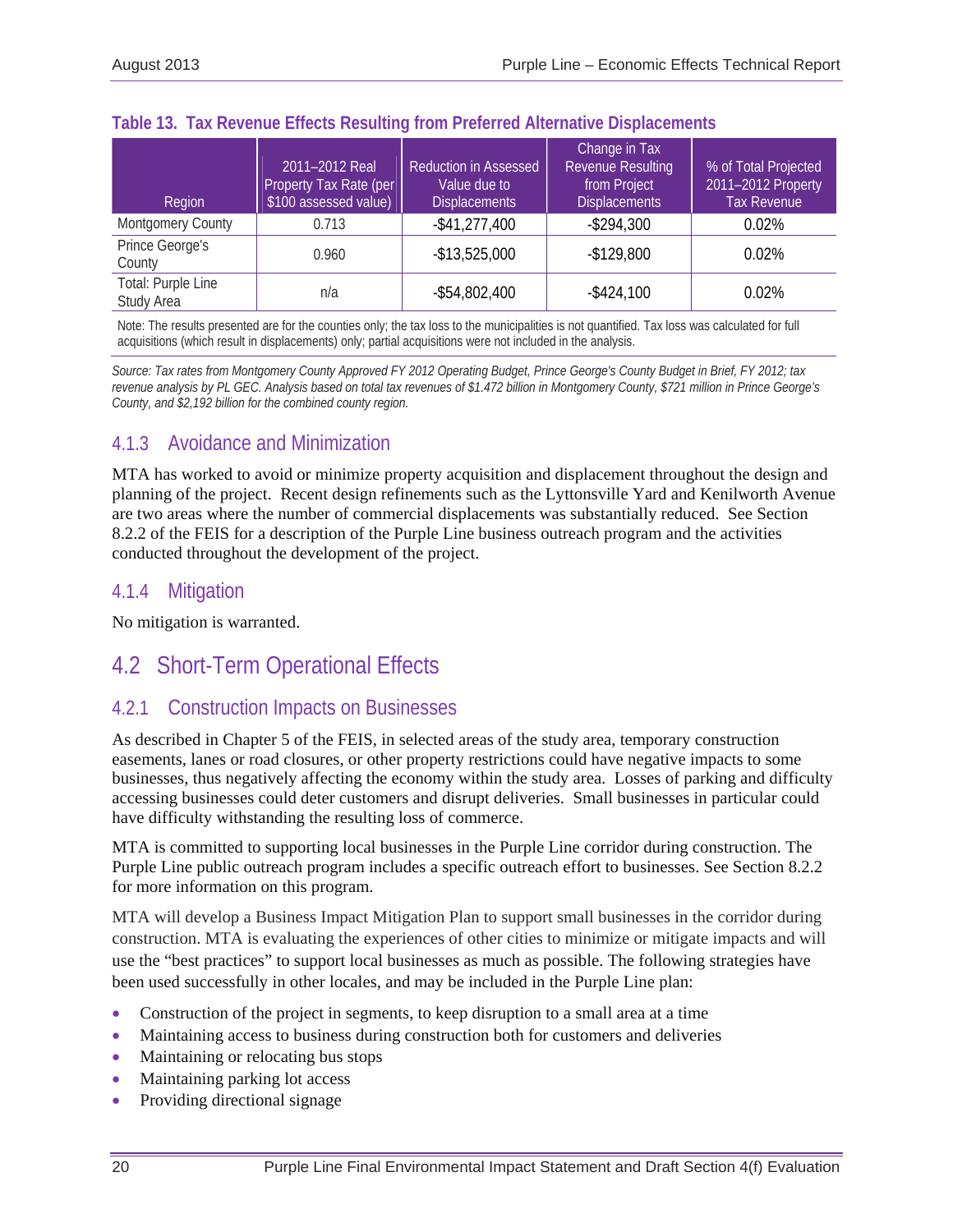**Table 13. Tax Revenue Effects Resulting from Preferred Alternative Displacements**

| Region | 2011–2012 Real Property Tax Rate (per $100 assessed value) | Reduction in Assessed Value due to Displacements | Change in Tax Revenue Resulting from Project Displacements | % of Total Projected 2011–2012 Property Tax Revenue |
|---|---|---|---|---|
| Montgomery County | 0.713 | -$41,277,400 | -$294,300 | 0.02% |
| Prince George's County | 0.960 | -$13,525,000 | -$129,800 | 0.02% |
| Total: Purple Line Study Area | n/a | -$54,802,400 | -$424,100 | 0.02% |

Note: The results presented are for the counties only; the tax loss to the municipalities is not quantified. Tax loss was calculated for full acquisitions (which result in displacements) only; partial acquisitions were not included in the analysis.

*Source: Tax rates from Montgomery County Approved FY 2012 Operating Budget, Prince George's County Budget in Brief, FY 2012; tax revenue analysis by PL GEC. Analysis based on total tax revenues of $1.472 billion in Montgomery County, $721 million in Prince George's County, and $2,192 billion for the combined county region.*

### 4.1.3 Avoidance and Minimization

MTA has worked to avoid or minimize property acquisition and displacement throughout the design and planning of the project. Recent design refinements such as the Lyttonsville Yard and Kenilworth Avenue are two areas where the number of commercial displacements was substantially reduced. See Section 8.2.2 of the FEIS for a description of the Purple Line business outreach program and the activities conducted throughout the development of the project.

### 4.1.4 Mitigation

No mitigation is warranted.

## 4.2 Short-Term Operational Effects

### 4.2.1 Construction Impacts on Businesses

As described in Chapter 5 of the FEIS, in selected areas of the study area, temporary construction easements, lanes or road closures, or other property restrictions could have negative impacts to some businesses, thus negatively affecting the economy within the study area. Losses of parking and difficulty accessing businesses could deter customers and disrupt deliveries. Small businesses in particular could have difficulty withstanding the resulting loss of commerce.

MTA is committed to supporting local businesses in the Purple Line corridor during construction. The Purple Line public outreach program includes a specific outreach effort to businesses. See Section 8.2.2 for more information on this program.

MTA will develop a Business Impact Mitigation Plan to support small businesses in the corridor during construction. MTA is evaluating the experiences of other cities to minimize or mitigate impacts and will use the "best practices" to support local businesses as much as possible. The following strategies have been used successfully in other locales, and may be included in the Purple Line plan:

- Construction of the project in segments, to keep disruption to a small area at a time
- Maintaining access to business during construction both for customers and deliveries
- Maintaining or relocating bus stops
- Maintaining parking lot access
- Providing directional signage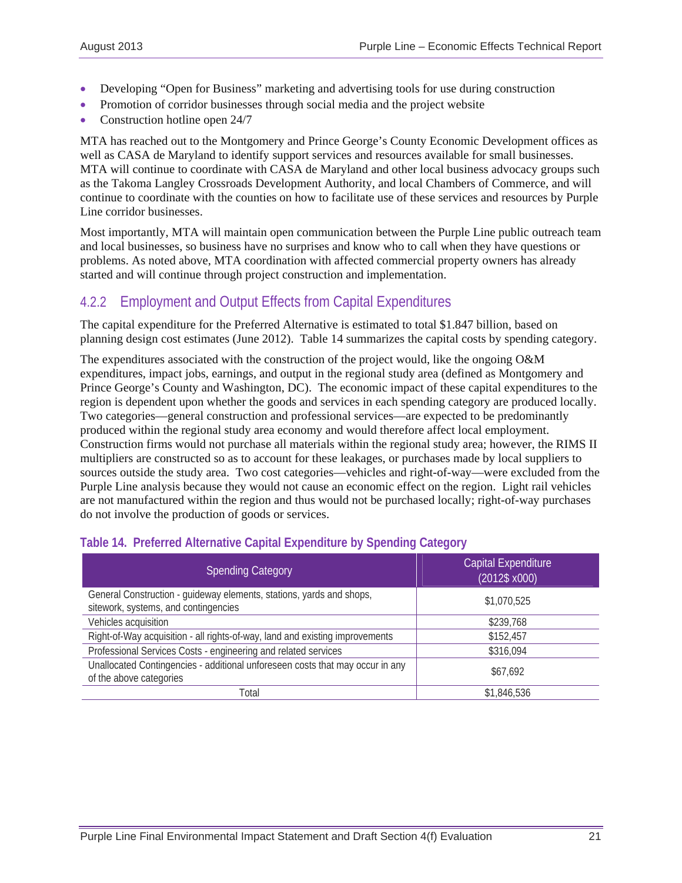- Developing "Open for Business" marketing and advertising tools for use during construction
- Promotion of corridor businesses through social media and the project website
- Construction hotline open 24/7

MTA has reached out to the Montgomery and Prince George's County Economic Development offices as well as CASA de Maryland to identify support services and resources available for small businesses. MTA will continue to coordinate with CASA de Maryland and other local business advocacy groups such as the Takoma Langley Crossroads Development Authority, and local Chambers of Commerce, and will continue to coordinate with the counties on how to facilitate use of these services and resources by Purple Line corridor businesses.

Most importantly, MTA will maintain open communication between the Purple Line public outreach team and local businesses, so business have no surprises and know who to call when they have questions or problems. As noted above, MTA coordination with affected commercial property owners has already started and will continue through project construction and implementation.

### 4.2.2 Employment and Output Effects from Capital Expenditures

The capital expenditure for the Preferred Alternative is estimated to total $1.847 billion, based on planning design cost estimates (June 2012). Table 14 summarizes the capital costs by spending category.

The expenditures associated with the construction of the project would, like the ongoing O&M expenditures, impact jobs, earnings, and output in the regional study area (defined as Montgomery and Prince George's County and Washington, DC). The economic impact of these capital expenditures to the region is dependent upon whether the goods and services in each spending category are produced locally. Two categories—general construction and professional services—are expected to be predominantly produced within the regional study area economy and would therefore affect local employment. Construction firms would not purchase all materials within the regional study area; however, the RIMS II multipliers are constructed so as to account for these leakages, or purchases made by local suppliers to sources outside the study area. Two cost categories—vehicles and right-of-way—were excluded from the Purple Line analysis because they would not cause an economic effect on the region. Light rail vehicles are not manufactured within the region and thus would not be purchased locally; right-of-way purchases do not involve the production of goods or services.

**Table 14. Preferred Alternative Capital Expenditure by Spending Category**

| Spending Category | Capital Expenditure (2012$ x000) |
|---|---|
| General Construction - guideway elements, stations, yards and shops, sitework, systems, and contingencies | $1,070,525 |
| Vehicles acquisition | $239,768 |
| Right-of-Way acquisition - all rights-of-way, land and existing improvements | $152,457 |
| Professional Services Costs - engineering and related services | $316,094 |
| Unallocated Contingencies - additional unforeseen costs that may occur in any of the above categories | $67,692 |
| Total | $1,846,536 |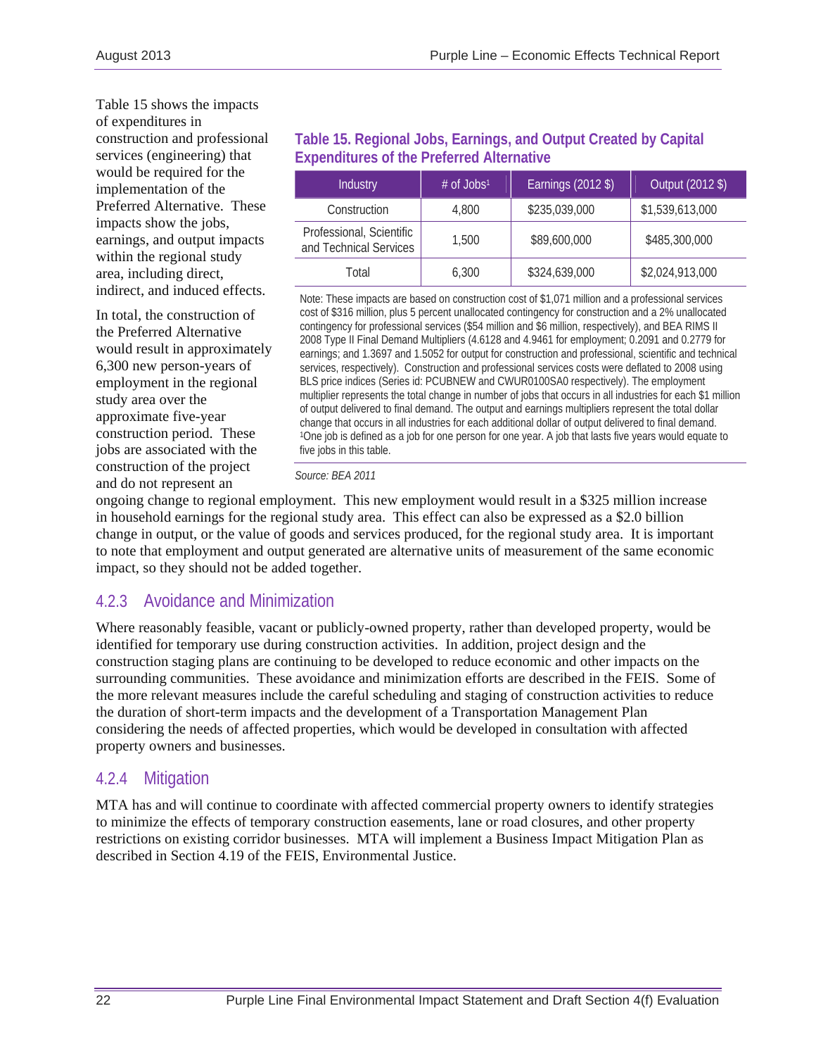Table 15 shows the impacts of expenditures in construction and professional services (engineering) that would be required for the implementation of the Preferred Alternative. These impacts show the jobs, earnings, and output impacts within the regional study area, including direct, indirect, and induced effects.

**Table 15. Regional Jobs, Earnings, and Output Created by Capital Expenditures of the Preferred Alternative**

| Industry | # of Jobs[1] | Earnings (2012 $) | Output (2012 $) |
|---|---|---|---|
| Construction | 4,800 | $235,039,000 | $1,539,613,000 |
| Professional, Scientific and Technical Services | 1,500 | $89,600,000 | $485,300,000 |
| Total | 6,300 | $324,639,000 | $2,024,913,000 |

Note: These impacts are based on construction cost of $1,071 million and a professional services cost of $316 million, plus 5 percent unallocated contingency for construction and a 2% unallocated contingency for professional services ($54 million and $6 million, respectively), and BEA RIMS II 2008 Type II Final Demand Multipliers (4.6128 and 4.9461 for employment; 0.2091 and 0.2779 for earnings; and 1.3697 and 1.5052 for output for construction and professional, scientific and technical services, respectively). Construction and professional services costs were deflated to 2008 using BLS price indices (Series id: PCUBNEW and CWUR0100SA0 respectively). The employment multiplier represents the total change in number of jobs that occurs in all industries for each $1 million of output delivered to final demand. The output and earnings multipliers represent the total dollar change that occurs in all industries for each additional dollar of output delivered to final demand.
[1]One job is defined as a job for one person for one year. A job that lasts five years would equate to five jobs in this table.

*Source: BEA 2011*

In total, the construction of the Preferred Alternative would result in approximately 6,300 new person-years of employment in the regional study area over the approximate five-year construction period. These jobs are associated with the construction of the project and do not represent an ongoing change to regional employment. This new employment would result in a $325 million increase in household earnings for the regional study area. This effect can also be expressed as a $2.0 billion change in output, or the value of goods and services produced, for the regional study area. It is important to note that employment and output generated are alternative units of measurement of the same economic impact, so they should not be added together.

### 4.2.3 Avoidance and Minimization

Where reasonably feasible, vacant or publicly-owned property, rather than developed property, would be identified for temporary use during construction activities. In addition, project design and the construction staging plans are continuing to be developed to reduce economic and other impacts on the surrounding communities. These avoidance and minimization efforts are described in the FEIS. Some of the more relevant measures include the careful scheduling and staging of construction activities to reduce the duration of short-term impacts and the development of a Transportation Management Plan considering the needs of affected properties, which would be developed in consultation with affected property owners and businesses.

### 4.2.4 Mitigation

MTA has and will continue to coordinate with affected commercial property owners to identify strategies to minimize the effects of temporary construction easements, lane or road closures, and other property restrictions on existing corridor businesses. MTA will implement a Business Impact Mitigation Plan as described in Section 4.19 of the FEIS, Environmental Justice.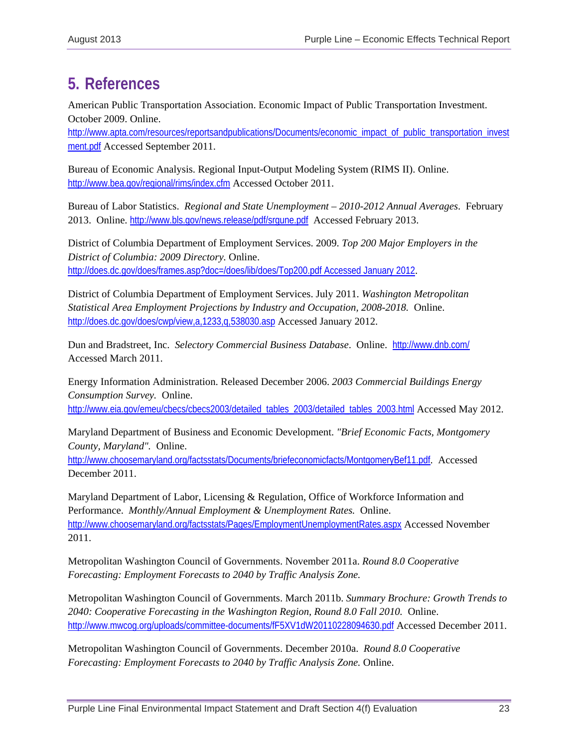# 5. References

American Public Transportation Association. Economic Impact of Public Transportation Investment. October 2009. Online. http://www.apta.com/resources/reportsandpublications/Documents/economic_impact_of_public_transportation_investment.pdf Accessed September 2011.

Bureau of Economic Analysis. Regional Input-Output Modeling System (RIMS II). Online. http://www.bea.gov/regional/rims/index.cfm Accessed October 2011.

Bureau of Labor Statistics. *Regional and State Unemployment – 2010-2012 Annual Averages*. February 2013. Online. http://www.bls.gov/news.release/pdf/srgune.pdf Accessed February 2013.

District of Columbia Department of Employment Services. 2009. *Top 200 Major Employers in the District of Columbia: 2009 Directory*. Online. http://does.dc.gov/does/frames.asp?doc=/does/lib/does/Top200.pdf Accessed January 2012.

District of Columbia Department of Employment Services. July 2011. *Washington Metropolitan Statistical Area Employment Projections by Industry and Occupation, 2008-2018.* Online. http://does.dc.gov/does/cwp/view,a,1233,q,538030.asp Accessed January 2012.

Dun and Bradstreet, Inc. *Selectory Commercial Business Database*. Online. http://www.dnb.com/ Accessed March 2011.

Energy Information Administration. Released December 2006. *2003 Commercial Buildings Energy Consumption Survey.* Online. http://www.eia.gov/emeu/cbecs/cbecs2003/detailed_tables_2003/detailed_tables_2003.html Accessed May 2012.

Maryland Department of Business and Economic Development. *"Brief Economic Facts, Montgomery County, Maryland".* Online. http://www.choosemaryland.org/factsstats/Documents/briefeconomicfacts/MontgomeryBef11.pdf. Accessed December 2011.

Maryland Department of Labor, Licensing & Regulation, Office of Workforce Information and Performance. *Monthly/Annual Employment & Unemployment Rates.* Online. http://www.choosemaryland.org/factsstats/Pages/EmploymentUnemploymentRates.aspx Accessed November 2011.

Metropolitan Washington Council of Governments. November 2011a. *Round 8.0 Cooperative Forecasting: Employment Forecasts to 2040 by Traffic Analysis Zone.*

Metropolitan Washington Council of Governments. March 2011b. *Summary Brochure: Growth Trends to 2040: Cooperative Forecasting in the Washington Region, Round 8.0 Fall 2010.* Online. http://www.mwcog.org/uploads/committee-documents/fF5XV1dW20110228094630.pdf Accessed December 2011.

Metropolitan Washington Council of Governments. December 2010a. *Round 8.0 Cooperative Forecasting: Employment Forecasts to 2040 by Traffic Analysis Zone.* Online.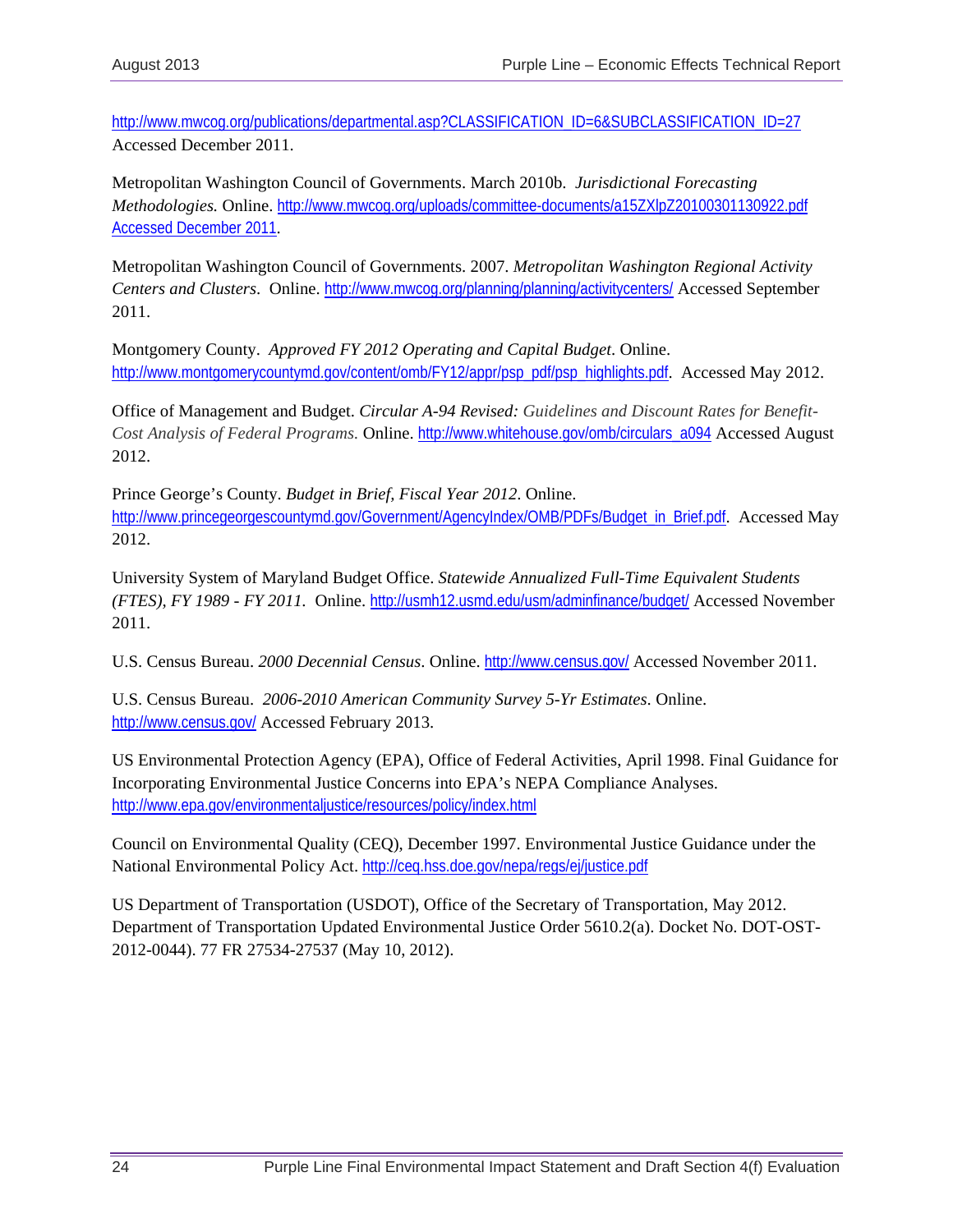http://www.mwcog.org/publications/departmental.asp?CLASSIFICATION_ID=6&SUBCLASSIFICATION_ID=27 Accessed December 2011.

Metropolitan Washington Council of Governments. March 2010b. *Jurisdictional Forecasting Methodologies.* Online. http://www.mwcog.org/uploads/committee-documents/a15ZXlpZ20100301130922.pdf Accessed December 2011.

Metropolitan Washington Council of Governments. 2007. *Metropolitan Washington Regional Activity Centers and Clusters*. Online. http://www.mwcog.org/planning/planning/activitycenters/ Accessed September 2011.

Montgomery County. *Approved FY 2012 Operating and Capital Budget*. Online. http://www.montgomerycountymd.gov/content/omb/FY12/appr/psp_pdf/psp_highlights.pdf. Accessed May 2012.

Office of Management and Budget. *Circular A-94 Revised: Guidelines and Discount Rates for Benefit-Cost Analysis of Federal Programs.* Online. http://www.whitehouse.gov/omb/circulars_a094 Accessed August 2012.

Prince George's County. *Budget in Brief, Fiscal Year 2012*. Online. http://www.princegeorgescountymd.gov/Government/AgencyIndex/OMB/PDFs/Budget_in_Brief.pdf. Accessed May 2012.

University System of Maryland Budget Office. *Statewide Annualized Full-Time Equivalent Students (FTES), FY 1989 - FY 2011.* Online. http://usmh12.usmd.edu/usm/adminfinance/budget/ Accessed November 2011.

U.S. Census Bureau. *2000 Decennial Census*. Online. http://www.census.gov/ Accessed November 2011.

U.S. Census Bureau. *2006-2010 American Community Survey 5-Yr Estimates.* Online. http://www.census.gov/ Accessed February 2013.

US Environmental Protection Agency (EPA), Office of Federal Activities, April 1998. Final Guidance for Incorporating Environmental Justice Concerns into EPA's NEPA Compliance Analyses. http://www.epa.gov/environmentaljustice/resources/policy/index.html

Council on Environmental Quality (CEQ), December 1997. Environmental Justice Guidance under the National Environmental Policy Act. http://ceq.hss.doe.gov/nepa/regs/ej/justice.pdf

US Department of Transportation (USDOT), Office of the Secretary of Transportation, May 2012. Department of Transportation Updated Environmental Justice Order 5610.2(a). Docket No. DOT-OST-2012-0044). 77 FR 27534-27537 (May 10, 2012).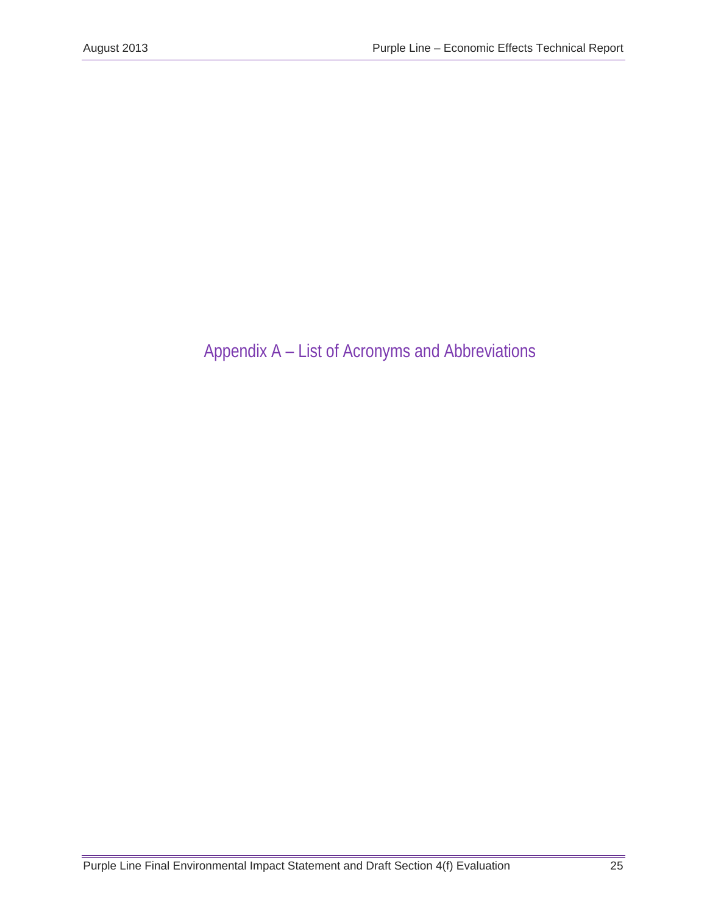# Appendix A – List of Acronyms and Abbreviations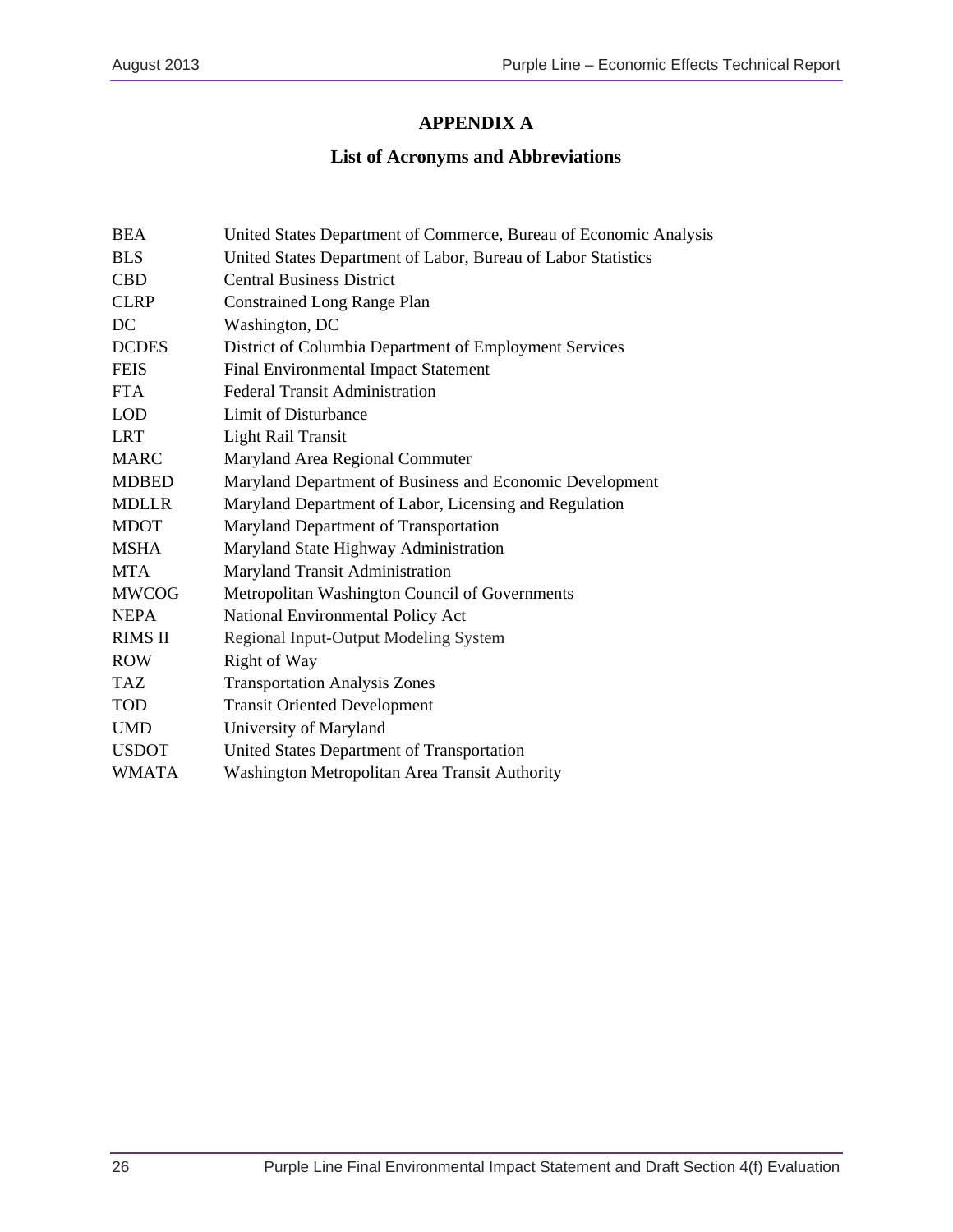# APPENDIX A

## List of Acronyms and Abbreviations

| | |
|---|---|
| BEA | United States Department of Commerce, Bureau of Economic Analysis |
| BLS | United States Department of Labor, Bureau of Labor Statistics |
| CBD | Central Business District |
| CLRP | Constrained Long Range Plan |
| DC | Washington, DC |
| DCDES | District of Columbia Department of Employment Services |
| FEIS | Final Environmental Impact Statement |
| FTA | Federal Transit Administration |
| LOD | Limit of Disturbance |
| LRT | Light Rail Transit |
| MARC | Maryland Area Regional Commuter |
| MDBED | Maryland Department of Business and Economic Development |
| MDLLR | Maryland Department of Labor, Licensing and Regulation |
| MDOT | Maryland Department of Transportation |
| MSHA | Maryland State Highway Administration |
| MTA | Maryland Transit Administration |
| MWCOG | Metropolitan Washington Council of Governments |
| NEPA | National Environmental Policy Act |
| RIMS II | Regional Input-Output Modeling System |
| ROW | Right of Way |
| TAZ | Transportation Analysis Zones |
| TOD | Transit Oriented Development |
| UMD | University of Maryland |
| USDOT | United States Department of Transportation |
| WMATA | Washington Metropolitan Area Transit Authority |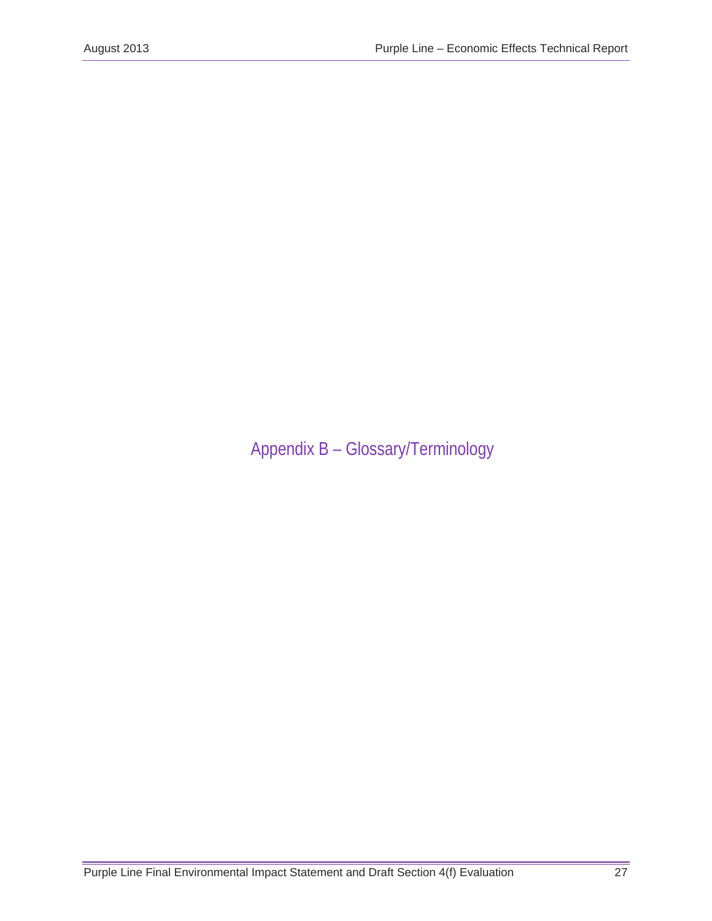# Appendix B – Glossary/Terminology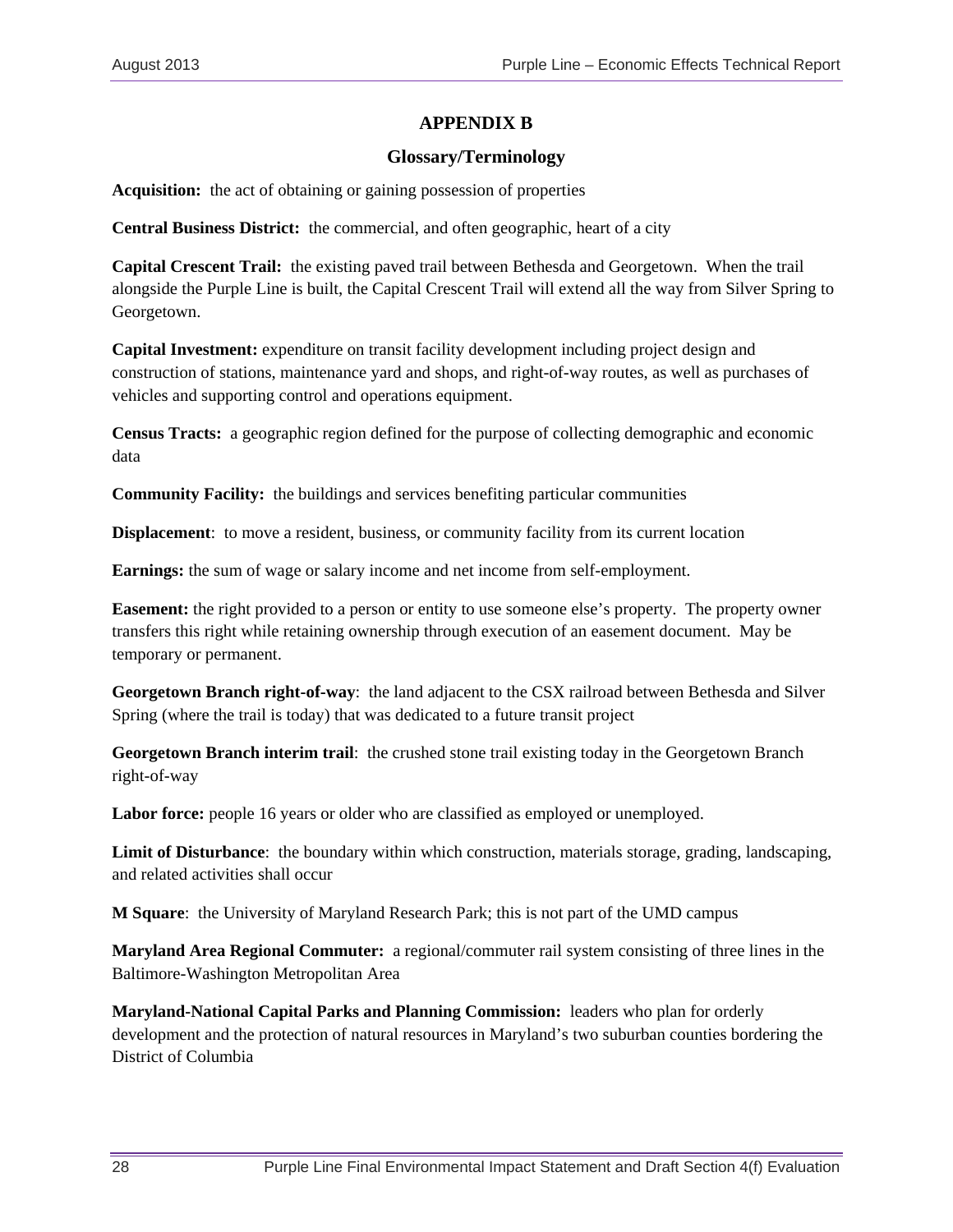# APPENDIX B

## Glossary/Terminology

**Acquisition:** the act of obtaining or gaining possession of properties

**Central Business District:** the commercial, and often geographic, heart of a city

**Capital Crescent Trail:** the existing paved trail between Bethesda and Georgetown. When the trail alongside the Purple Line is built, the Capital Crescent Trail will extend all the way from Silver Spring to Georgetown.

**Capital Investment:** expenditure on transit facility development including project design and construction of stations, maintenance yard and shops, and right-of-way routes, as well as purchases of vehicles and supporting control and operations equipment.

**Census Tracts:** a geographic region defined for the purpose of collecting demographic and economic data

**Community Facility:** the buildings and services benefiting particular communities

**Displacement**: to move a resident, business, or community facility from its current location

**Earnings:** the sum of wage or salary income and net income from self-employment.

**Easement:** the right provided to a person or entity to use someone else's property. The property owner transfers this right while retaining ownership through execution of an easement document. May be temporary or permanent.

**Georgetown Branch right-of-way**: the land adjacent to the CSX railroad between Bethesda and Silver Spring (where the trail is today) that was dedicated to a future transit project

**Georgetown Branch interim trail**: the crushed stone trail existing today in the Georgetown Branch right-of-way

**Labor force:** people 16 years or older who are classified as employed or unemployed.

**Limit of Disturbance**: the boundary within which construction, materials storage, grading, landscaping, and related activities shall occur

**M Square**: the University of Maryland Research Park; this is not part of the UMD campus

**Maryland Area Regional Commuter:** a regional/commuter rail system consisting of three lines in the Baltimore-Washington Metropolitan Area

**Maryland-National Capital Parks and Planning Commission:** leaders who plan for orderly development and the protection of natural resources in Maryland's two suburban counties bordering the District of Columbia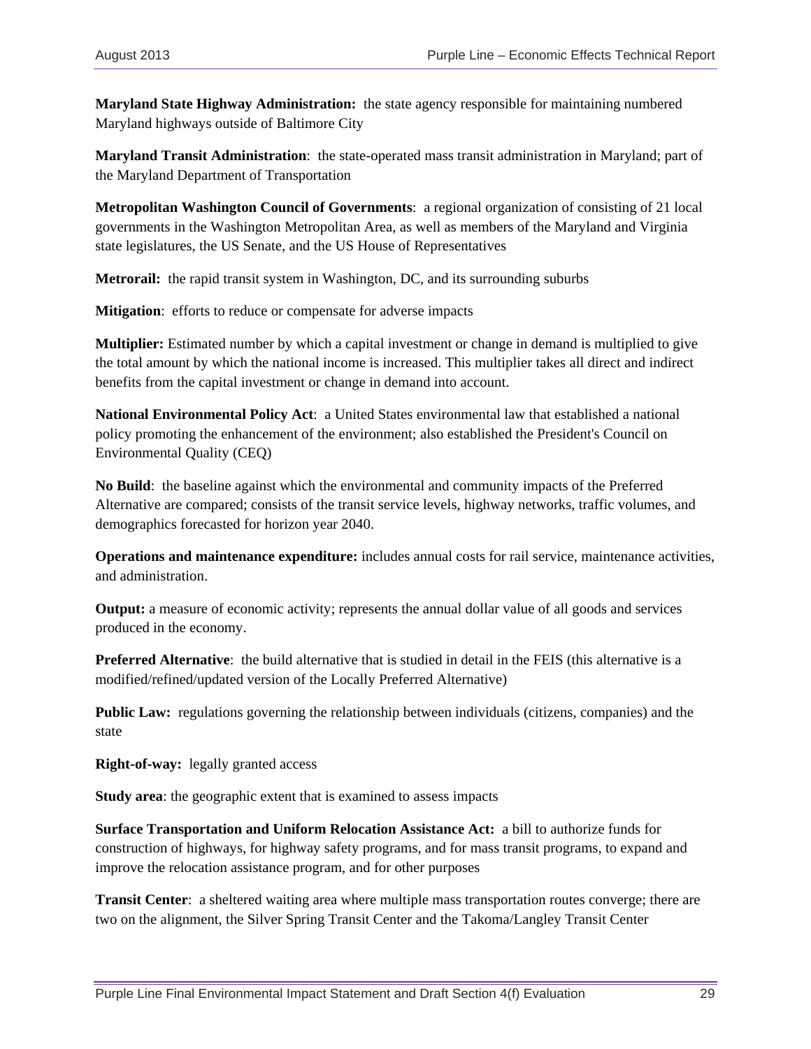**Maryland State Highway Administration:** the state agency responsible for maintaining numbered Maryland highways outside of Baltimore City

**Maryland Transit Administration**: the state-operated mass transit administration in Maryland; part of the Maryland Department of Transportation

**Metropolitan Washington Council of Governments**: a regional organization of consisting of 21 local governments in the Washington Metropolitan Area, as well as members of the Maryland and Virginia state legislatures, the US Senate, and the US House of Representatives

**Metrorail:** the rapid transit system in Washington, DC, and its surrounding suburbs

**Mitigation**: efforts to reduce or compensate for adverse impacts

**Multiplier:** Estimated number by which a capital investment or change in demand is multiplied to give the total amount by which the national income is increased. This multiplier takes all direct and indirect benefits from the capital investment or change in demand into account.

**National Environmental Policy Act**: a United States environmental law that established a national policy promoting the enhancement of the environment; also established the President's Council on Environmental Quality (CEQ)

**No Build**: the baseline against which the environmental and community impacts of the Preferred Alternative are compared; consists of the transit service levels, highway networks, traffic volumes, and demographics forecasted for horizon year 2040.

**Operations and maintenance expenditure:** includes annual costs for rail service, maintenance activities, and administration.

**Output:** a measure of economic activity; represents the annual dollar value of all goods and services produced in the economy.

**Preferred Alternative**: the build alternative that is studied in detail in the FEIS (this alternative is a modified/refined/updated version of the Locally Preferred Alternative)

**Public Law:** regulations governing the relationship between individuals (citizens, companies) and the state

**Right-of-way:** legally granted access

**Study area**: the geographic extent that is examined to assess impacts

**Surface Transportation and Uniform Relocation Assistance Act:** a bill to authorize funds for construction of highways, for highway safety programs, and for mass transit programs, to expand and improve the relocation assistance program, and for other purposes

**Transit Center**: a sheltered waiting area where multiple mass transportation routes converge; there are two on the alignment, the Silver Spring Transit Center and the Takoma/Langley Transit Center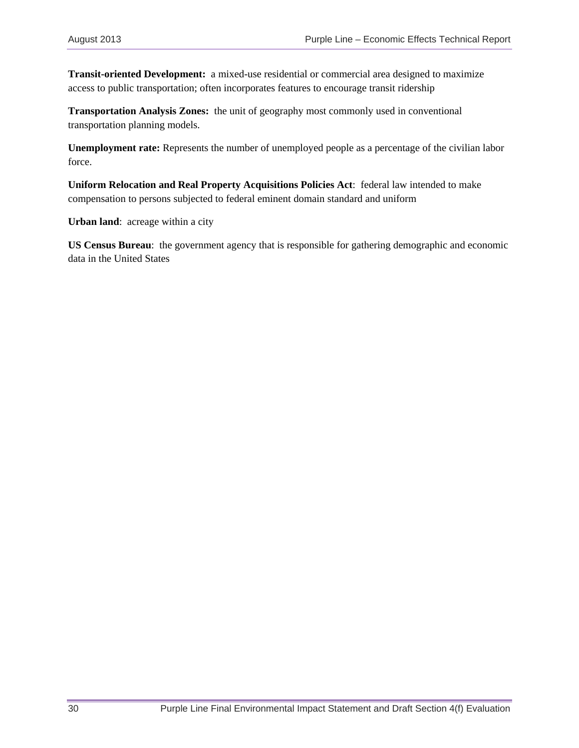**Transit-oriented Development:** a mixed-use residential or commercial area designed to maximize access to public transportation; often incorporates features to encourage transit ridership

**Transportation Analysis Zones:** the unit of geography most commonly used in conventional transportation planning models.

**Unemployment rate:** Represents the number of unemployed people as a percentage of the civilian labor force.

**Uniform Relocation and Real Property Acquisitions Policies Act**: federal law intended to make compensation to persons subjected to federal eminent domain standard and uniform

**Urban land**: acreage within a city

**US Census Bureau**: the government agency that is responsible for gathering demographic and economic data in the United States